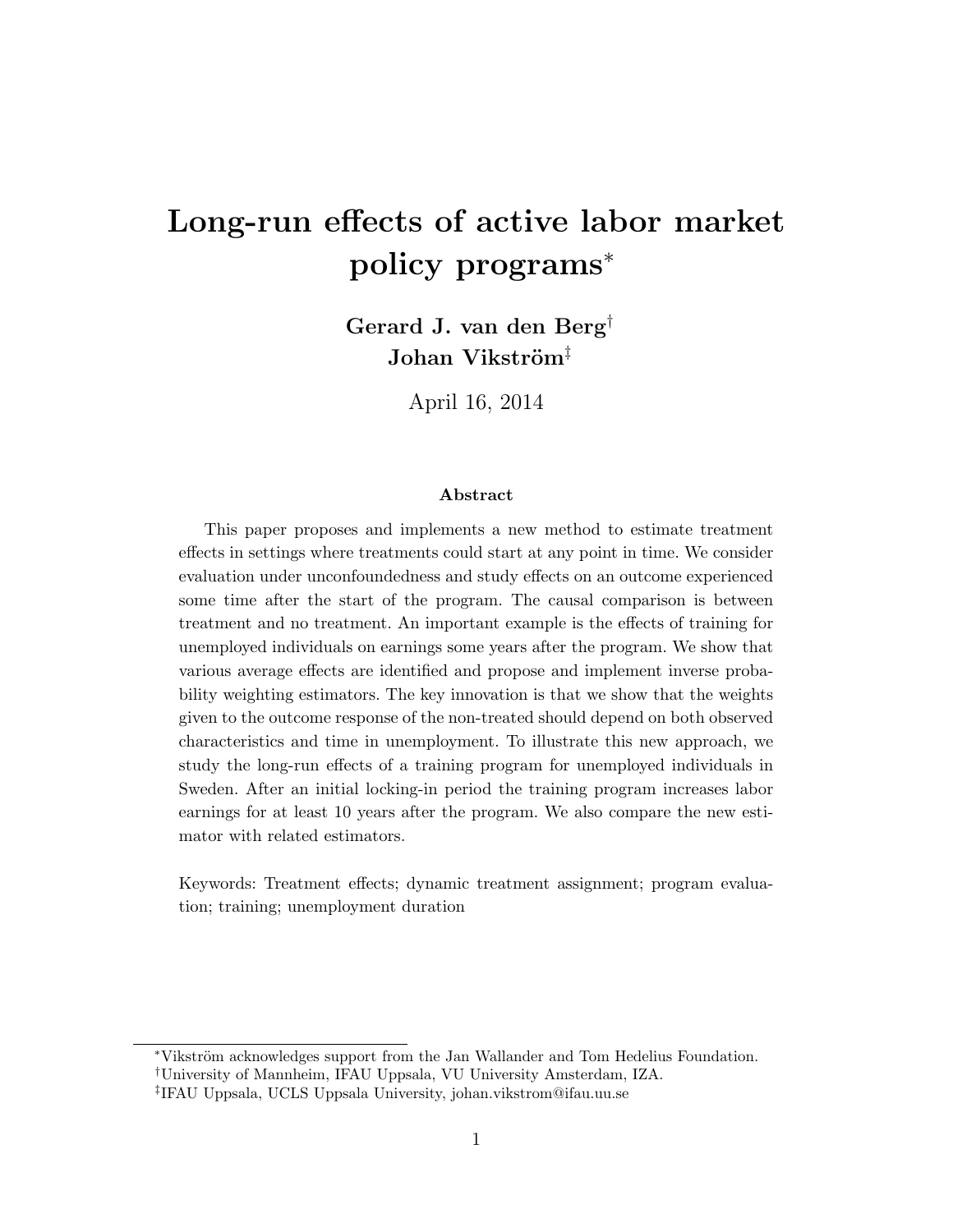# Long-run effects of active labor market policy programs*

**Gerard J. van den Berg**[†]
**Johan Vikström**[‡]

April 16, 2014

### Abstract

This paper proposes and implements a new method to estimate treatment effects in settings where treatments could start at any point in time. We consider evaluation under unconfoundedness and study effects on an outcome experienced some time after the start of the program. The causal comparison is between treatment and no treatment. An important example is the effects of training for unemployed individuals on earnings some years after the program. We show that various average effects are identified and propose and implement inverse probability weighting estimators. The key innovation is that we show that the weights given to the outcome response of the non-treated should depend on both observed characteristics and time in unemployment. To illustrate this new approach, we study the long-run effects of a training program for unemployed individuals in Sweden. After an initial locking-in period the training program increases labor earnings for at least 10 years after the program. We also compare the new estimator with related estimators.

Keywords: Treatment effects; dynamic treatment assignment; program evaluation; training; unemployment duration

---

*Vikström acknowledges support from the Jan Wallander and Tom Hedelius Foundation.

†University of Mannheim, IFAU Uppsala, VU University Amsterdam, IZA.

‡IFAU Uppsala, UCLS Uppsala University, johan.vikstrom@ifau.uu.se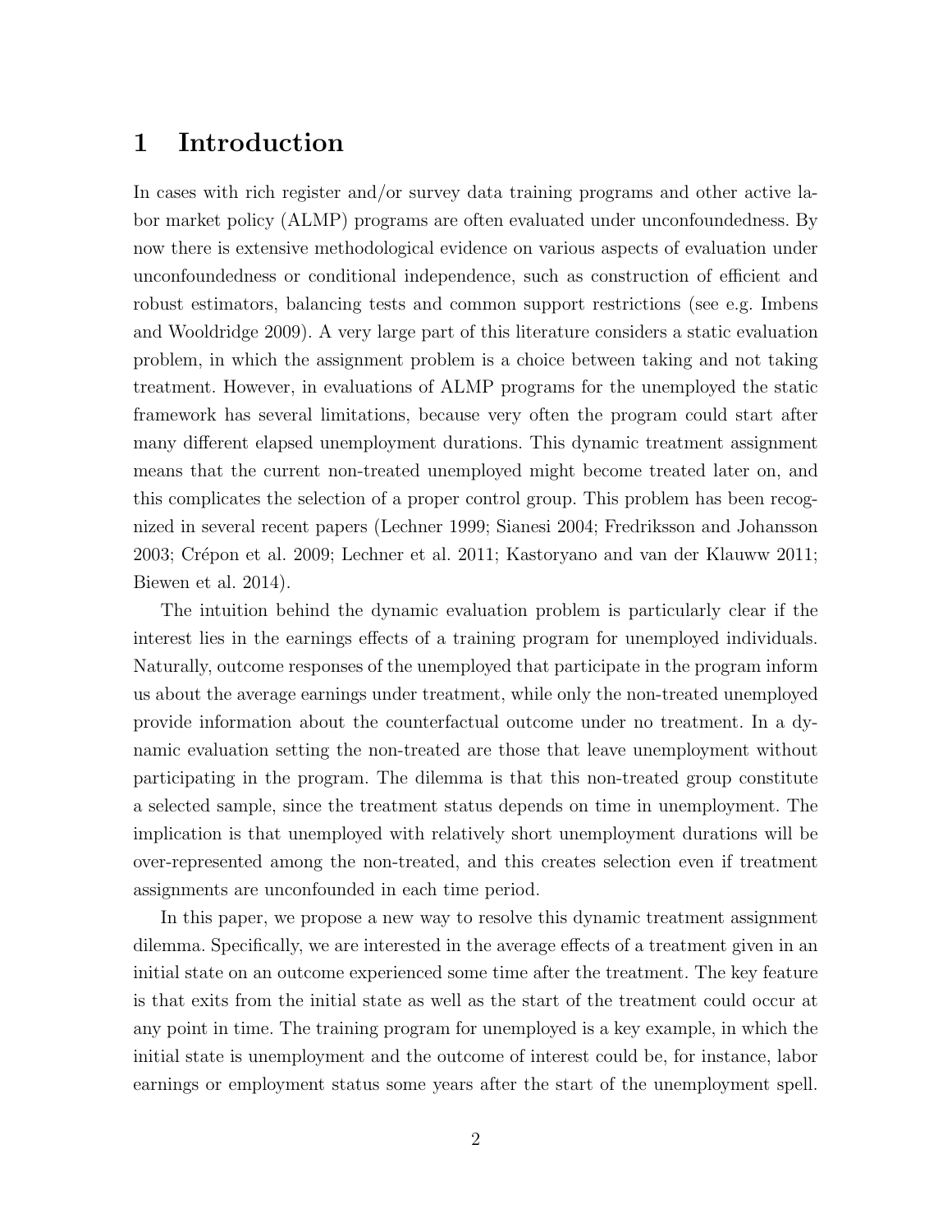# 1 Introduction

In cases with rich register and/or survey data training programs and other active labor market policy (ALMP) programs are often evaluated under unconfoundedness. By now there is extensive methodological evidence on various aspects of evaluation under unconfoundedness or conditional independence, such as construction of efficient and robust estimators, balancing tests and common support restrictions (see e.g. Imbens and Wooldridge 2009). A very large part of this literature considers a static evaluation problem, in which the assignment problem is a choice between taking and not taking treatment. However, in evaluations of ALMP programs for the unemployed the static framework has several limitations, because very often the program could start after many different elapsed unemployment durations. This dynamic treatment assignment means that the current non-treated unemployed might become treated later on, and this complicates the selection of a proper control group. This problem has been recognized in several recent papers (Lechner 1999; Sianesi 2004; Fredriksson and Johansson 2003; Crépon et al. 2009; Lechner et al. 2011; Kastoryano and van der Klauww 2011; Biewen et al. 2014).

The intuition behind the dynamic evaluation problem is particularly clear if the interest lies in the earnings effects of a training program for unemployed individuals. Naturally, outcome responses of the unemployed that participate in the program inform us about the average earnings under treatment, while only the non-treated unemployed provide information about the counterfactual outcome under no treatment. In a dynamic evaluation setting the non-treated are those that leave unemployment without participating in the program. The dilemma is that this non-treated group constitute a selected sample, since the treatment status depends on time in unemployment. The implication is that unemployed with relatively short unemployment durations will be over-represented among the non-treated, and this creates selection even if treatment assignments are unconfounded in each time period.

In this paper, we propose a new way to resolve this dynamic treatment assignment dilemma. Specifically, we are interested in the average effects of a treatment given in an initial state on an outcome experienced some time after the treatment. The key feature is that exits from the initial state as well as the start of the treatment could occur at any point in time. The training program for unemployed is a key example, in which the initial state is unemployment and the outcome of interest could be, for instance, labor earnings or employment status some years after the start of the unemployment spell.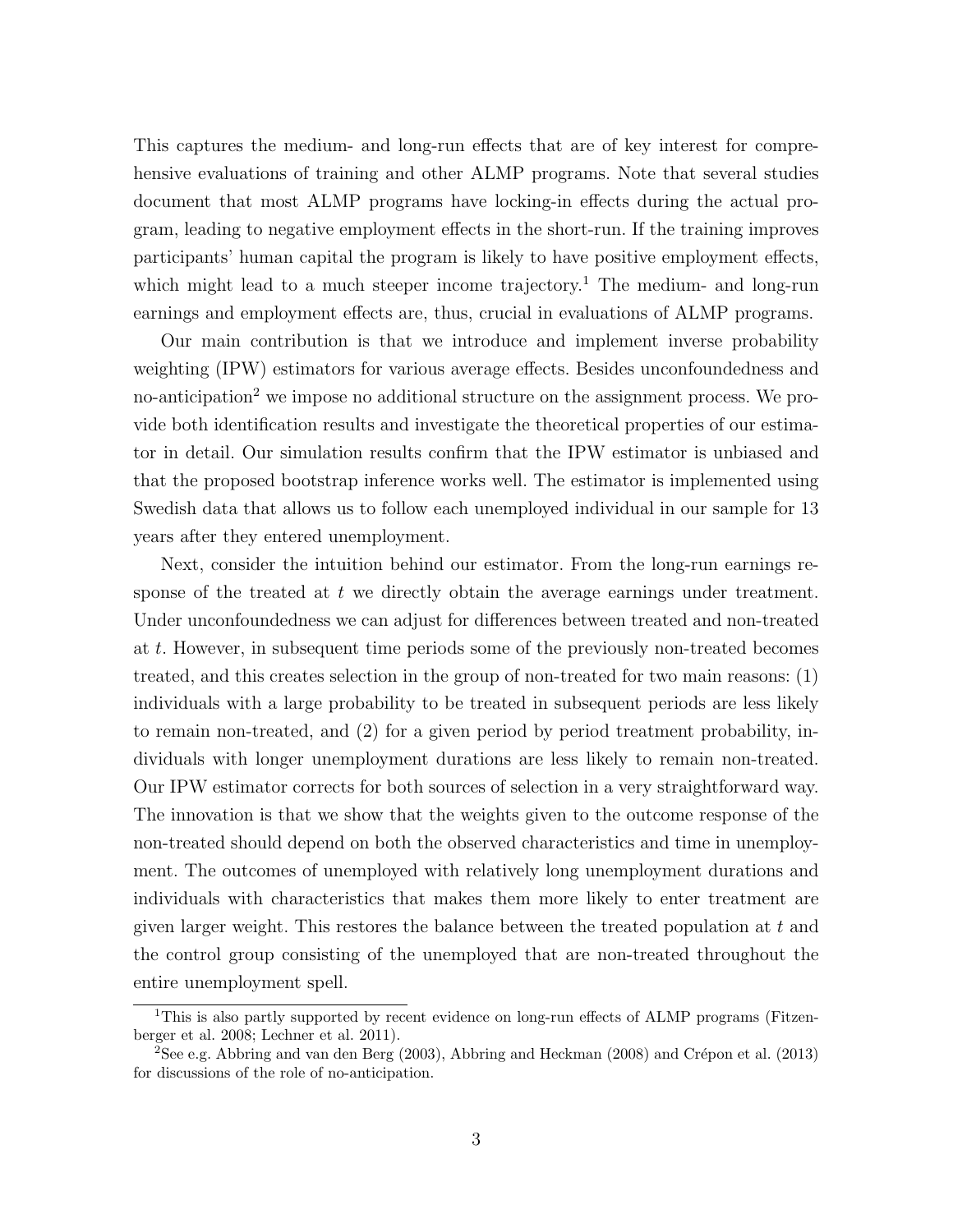This captures the medium- and long-run effects that are of key interest for comprehensive evaluations of training and other ALMP programs. Note that several studies document that most ALMP programs have locking-in effects during the actual program, leading to negative employment effects in the short-run. If the training improves participants' human capital the program is likely to have positive employment effects, which might lead to a much steeper income trajectory.[1] The medium- and long-run earnings and employment effects are, thus, crucial in evaluations of ALMP programs.

Our main contribution is that we introduce and implement inverse probability weighting (IPW) estimators for various average effects. Besides unconfoundedness and no-anticipation[2] we impose no additional structure on the assignment process. We provide both identification results and investigate the theoretical properties of our estimator in detail. Our simulation results confirm that the IPW estimator is unbiased and that the proposed bootstrap inference works well. The estimator is implemented using Swedish data that allows us to follow each unemployed individual in our sample for 13 years after they entered unemployment.

Next, consider the intuition behind our estimator. From the long-run earnings response of the treated at $t$ we directly obtain the average earnings under treatment. Under unconfoundedness we can adjust for differences between treated and non-treated at $t$. However, in subsequent time periods some of the previously non-treated becomes treated, and this creates selection in the group of non-treated for two main reasons: (1) individuals with a large probability to be treated in subsequent periods are less likely to remain non-treated, and (2) for a given period by period treatment probability, individuals with longer unemployment durations are less likely to remain non-treated. Our IPW estimator corrects for both sources of selection in a very straightforward way. The innovation is that we show that the weights given to the outcome response of the non-treated should depend on both the observed characteristics and time in unemployment. The outcomes of unemployed with relatively long unemployment durations and individuals with characteristics that makes them more likely to enter treatment are given larger weight. This restores the balance between the treated population at $t$ and the control group consisting of the unemployed that are non-treated throughout the entire unemployment spell.

[1] This is also partly supported by recent evidence on long-run effects of ALMP programs (Fitzenberger et al. 2008; Lechner et al. 2011).

[2] See e.g. Abbring and van den Berg (2003), Abbring and Heckman (2008) and Crépon et al. (2013) for discussions of the role of no-anticipation.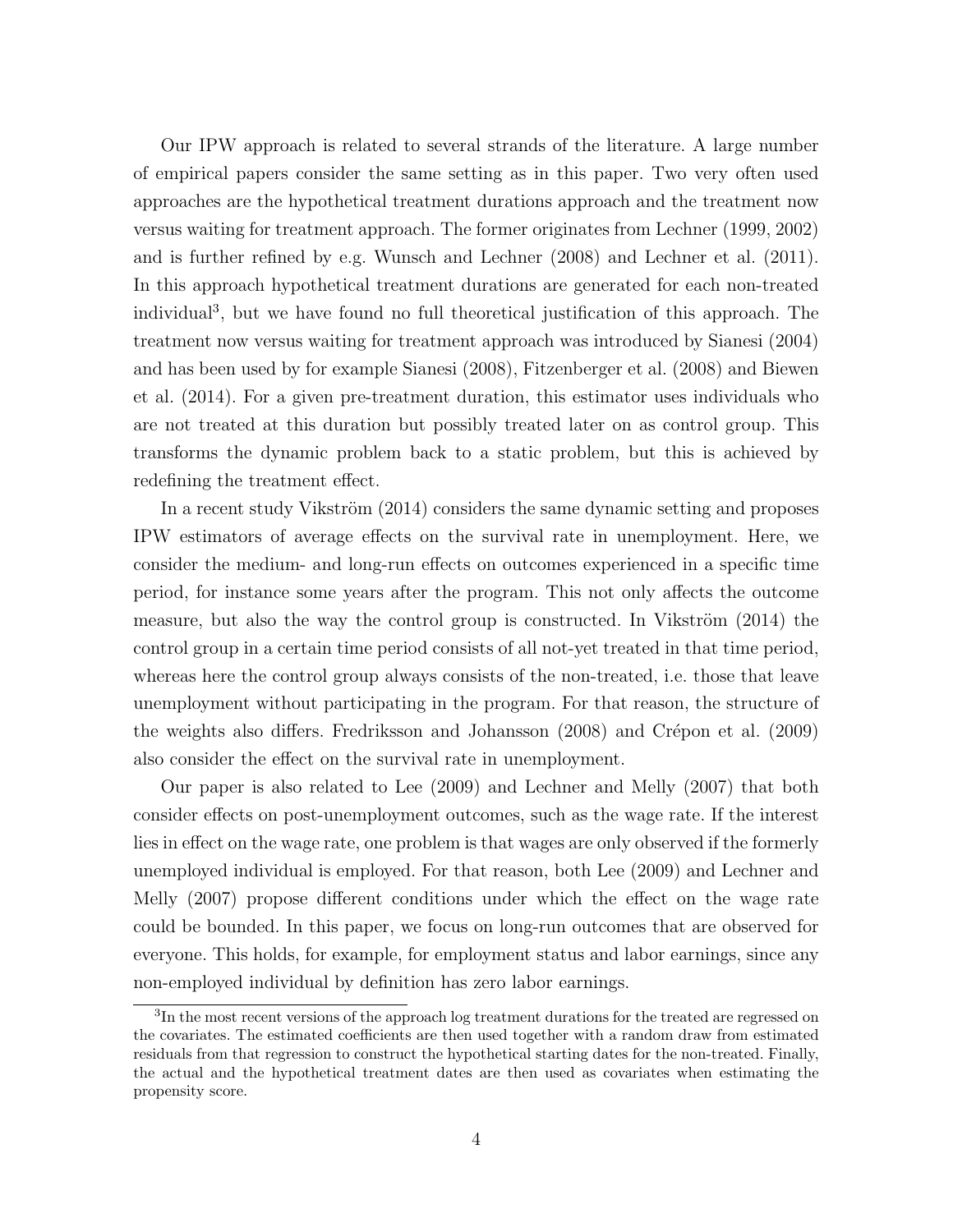Our IPW approach is related to several strands of the literature. A large number of empirical papers consider the same setting as in this paper. Two very often used approaches are the hypothetical treatment durations approach and the treatment now versus waiting for treatment approach. The former originates from Lechner (1999, 2002) and is further refined by e.g. Wunsch and Lechner (2008) and Lechner et al. (2011). In this approach hypothetical treatment durations are generated for each non-treated individual[3], but we have found no full theoretical justification of this approach. The treatment now versus waiting for treatment approach was introduced by Sianesi (2004) and has been used by for example Sianesi (2008), Fitzenberger et al. (2008) and Biewen et al. (2014). For a given pre-treatment duration, this estimator uses individuals who are not treated at this duration but possibly treated later on as control group. This transforms the dynamic problem back to a static problem, but this is achieved by redefining the treatment effect.

In a recent study Vikström (2014) considers the same dynamic setting and proposes IPW estimators of average effects on the survival rate in unemployment. Here, we consider the medium- and long-run effects on outcomes experienced in a specific time period, for instance some years after the program. This not only affects the outcome measure, but also the way the control group is constructed. In Vikström (2014) the control group in a certain time period consists of all not-yet treated in that time period, whereas here the control group always consists of the non-treated, i.e. those that leave unemployment without participating in the program. For that reason, the structure of the weights also differs. Fredriksson and Johansson (2008) and Crépon et al. (2009) also consider the effect on the survival rate in unemployment.

Our paper is also related to Lee (2009) and Lechner and Melly (2007) that both consider effects on post-unemployment outcomes, such as the wage rate. If the interest lies in effect on the wage rate, one problem is that wages are only observed if the formerly unemployed individual is employed. For that reason, both Lee (2009) and Lechner and Melly (2007) propose different conditions under which the effect on the wage rate could be bounded. In this paper, we focus on long-run outcomes that are observed for everyone. This holds, for example, for employment status and labor earnings, since any non-employed individual by definition has zero labor earnings.

[3] In the most recent versions of the approach log treatment durations for the treated are regressed on the covariates. The estimated coefficients are then used together with a random draw from estimated residuals from that regression to construct the hypothetical starting dates for the non-treated. Finally, the actual and the hypothetical treatment dates are then used as covariates when estimating the propensity score.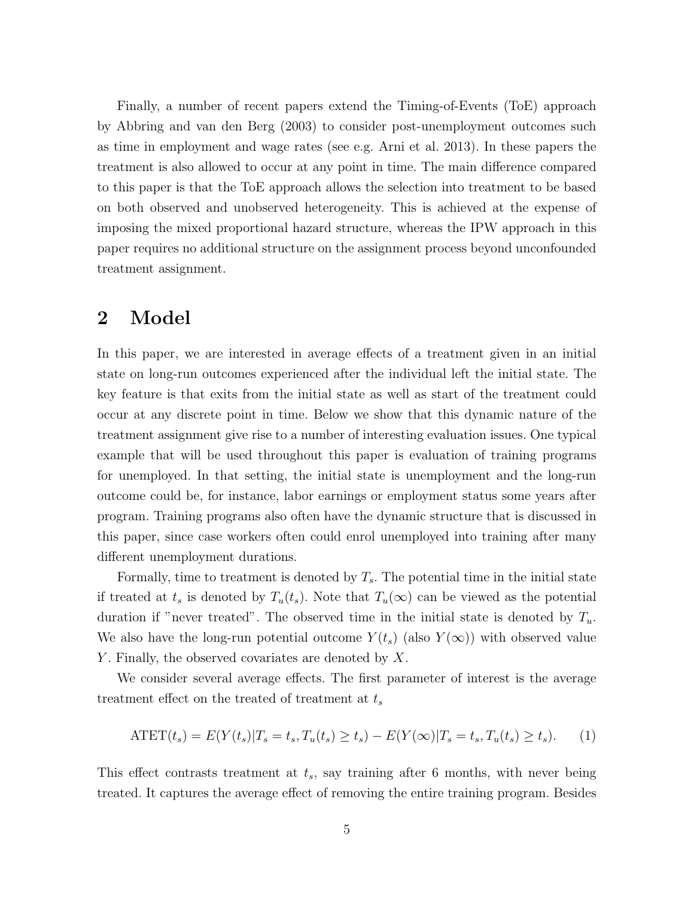Finally, a number of recent papers extend the Timing-of-Events (ToE) approach by Abbring and van den Berg (2003) to consider post-unemployment outcomes such as time in employment and wage rates (see e.g. Arni et al. 2013). In these papers the treatment is also allowed to occur at any point in time. The main difference compared to this paper is that the ToE approach allows the selection into treatment to be based on both observed and unobserved heterogeneity. This is achieved at the expense of imposing the mixed proportional hazard structure, whereas the IPW approach in this paper requires no additional structure on the assignment process beyond unconfounded treatment assignment.

# 2 Model

In this paper, we are interested in average effects of a treatment given in an initial state on long-run outcomes experienced after the individual left the initial state. The key feature is that exits from the initial state as well as start of the treatment could occur at any discrete point in time. Below we show that this dynamic nature of the treatment assignment give rise to a number of interesting evaluation issues. One typical example that will be used throughout this paper is evaluation of training programs for unemployed. In that setting, the initial state is unemployment and the long-run outcome could be, for instance, labor earnings or employment status some years after program. Training programs also often have the dynamic structure that is discussed in this paper, since case workers often could enrol unemployed into training after many different unemployment durations.

Formally, time to treatment is denoted by $T_s$. The potential time in the initial state if treated at $t_s$ is denoted by $T_u(t_s)$. Note that $T_u(\infty)$ can be viewed as the potential duration if "never treated". The observed time in the initial state is denoted by $T_u$. We also have the long-run potential outcome $Y(t_s)$ (also $Y(\infty)$) with observed value $Y$. Finally, the observed covariates are denoted by $X$.

We consider several average effects. The first parameter of interest is the average treatment effect on the treated of treatment at $t_s$

$$\text{ATET}(t_s) = E(Y(t_s)|T_s = t_s, T_u(t_s) \geq t_s) - E(Y(\infty)|T_s = t_s, T_u(t_s) \geq t_s). \quad (1)$$

This effect contrasts treatment at $t_s$, say training after 6 months, with never being treated. It captures the average effect of removing the entire training program. Besides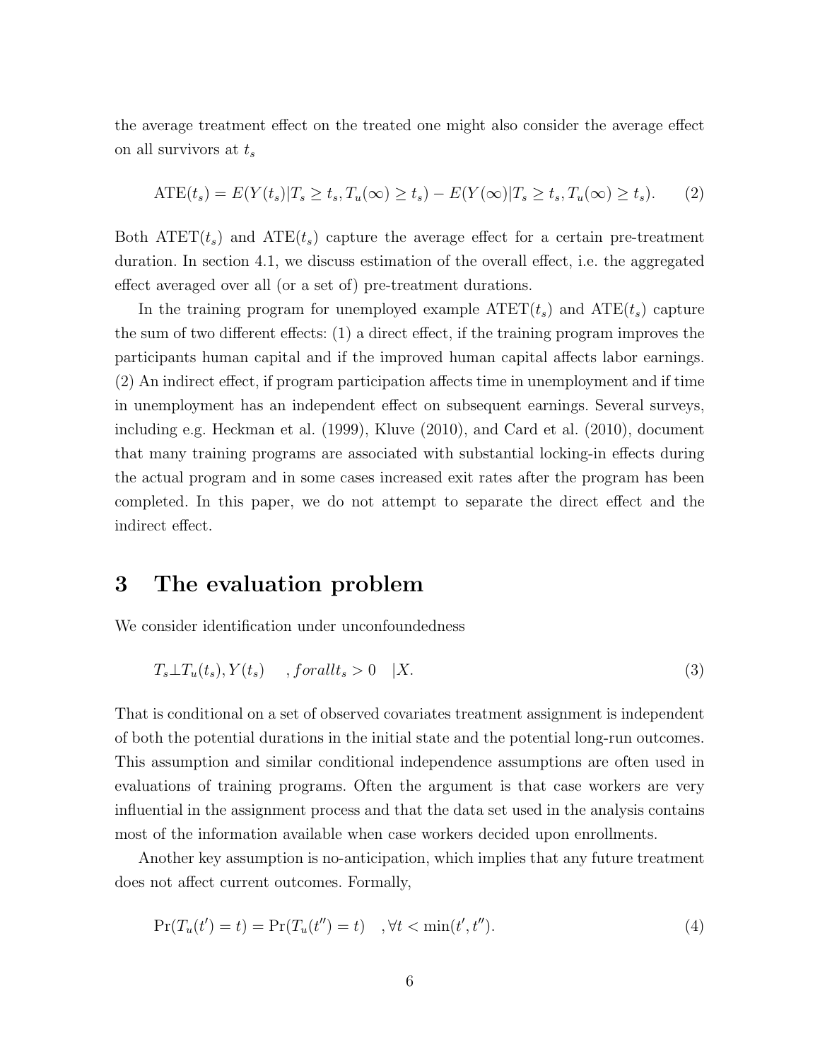the average treatment effect on the treated one might also consider the average effect on all survivors at $t_s$

$$\text{ATE}(t_s) = E(Y(t_s)|T_s \geq t_s, T_u(\infty) \geq t_s) - E(Y(\infty)|T_s \geq t_s, T_u(\infty) \geq t_s). \qquad (2)$$

Both $\text{ATET}(t_s)$ and $\text{ATE}(t_s)$ capture the average effect for a certain pre-treatment duration. In section 4.1, we discuss estimation of the overall effect, i.e. the aggregated effect averaged over all (or a set of) pre-treatment durations.

In the training program for unemployed example $\text{ATET}(t_s)$ and $\text{ATE}(t_s)$ capture the sum of two different effects: (1) a direct effect, if the training program improves the participants human capital and if the improved human capital affects labor earnings. (2) An indirect effect, if program participation affects time in unemployment and if time in unemployment has an independent effect on subsequent earnings. Several surveys, including e.g. Heckman et al. (1999), Kluve (2010), and Card et al. (2010), document that many training programs are associated with substantial locking-in effects during the actual program and in some cases increased exit rates after the program has been completed. In this paper, we do not attempt to separate the direct effect and the indirect effect.

# 3 The evaluation problem

We consider identification under unconfoundedness

$$T_s \perp T_u(t_s), Y(t_s) \quad , forall t_s > 0 \quad |X. \qquad (3)$$

That is conditional on a set of observed covariates treatment assignment is independent of both the potential durations in the initial state and the potential long-run outcomes. This assumption and similar conditional independence assumptions are often used in evaluations of training programs. Often the argument is that case workers are very influential in the assignment process and that the data set used in the analysis contains most of the information available when case workers decided upon enrollments.

Another key assumption is no-anticipation, which implies that any future treatment does not affect current outcomes. Formally,

$$\Pr(T_u(t') = t) = \Pr(T_u(t'') = t) \quad , \forall t < \min(t', t''). \qquad (4)$$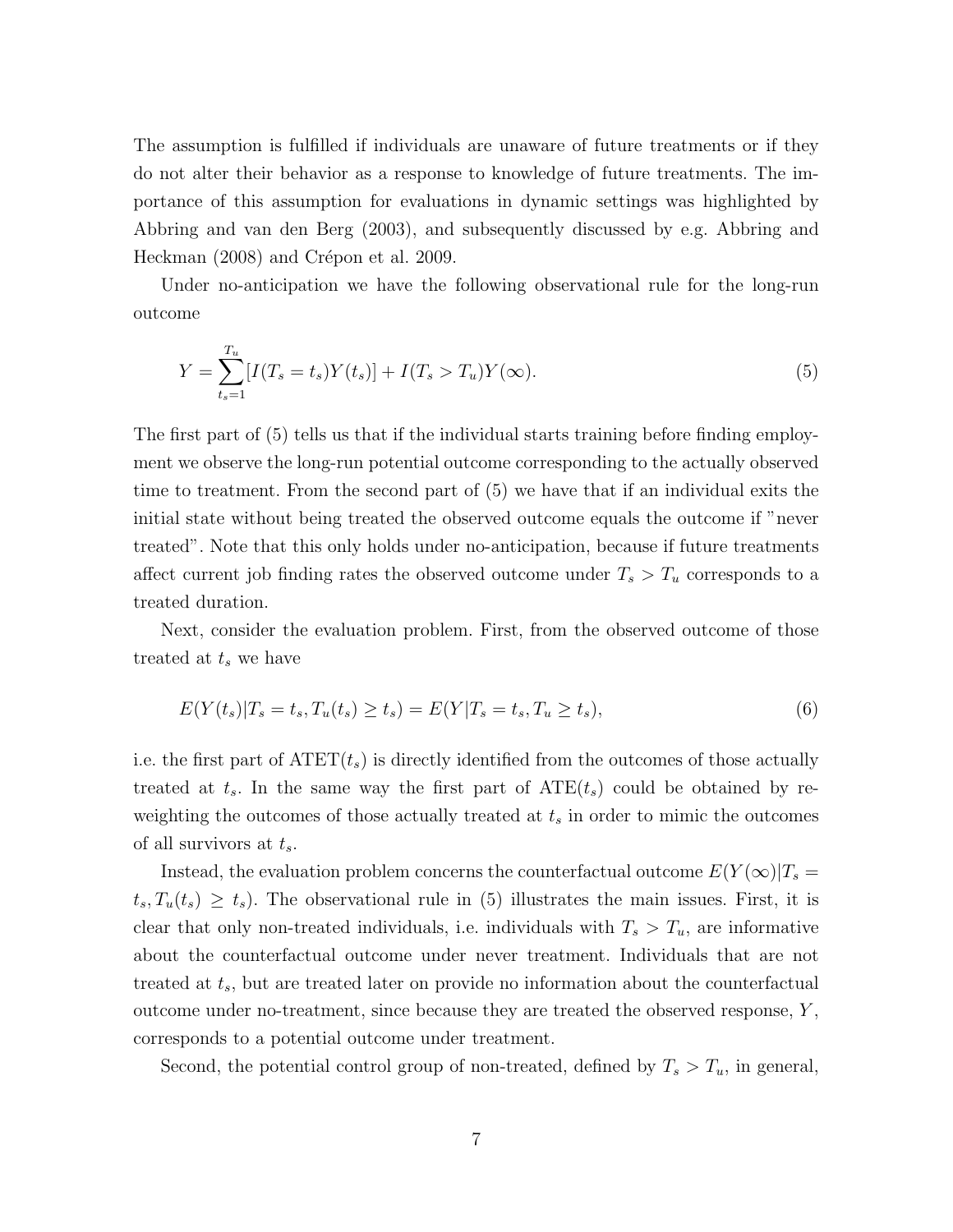The assumption is fulfilled if individuals are unaware of future treatments or if they do not alter their behavior as a response to knowledge of future treatments. The importance of this assumption for evaluations in dynamic settings was highlighted by Abbring and van den Berg (2003), and subsequently discussed by e.g. Abbring and Heckman (2008) and Crépon et al. 2009.

Under no-anticipation we have the following observational rule for the long-run outcome

$$Y = \sum_{t_s=1}^{T_u} [I(T_s = t_s)Y(t_s)] + I(T_s > T_u)Y(\infty). \tag{5}$$

The first part of (5) tells us that if the individual starts training before finding employment we observe the long-run potential outcome corresponding to the actually observed time to treatment. From the second part of (5) we have that if an individual exits the initial state without being treated the observed outcome equals the outcome if "never treated". Note that this only holds under no-anticipation, because if future treatments affect current job finding rates the observed outcome under $T_s > T_u$ corresponds to a treated duration.

Next, consider the evaluation problem. First, from the observed outcome of those treated at $t_s$ we have

$$E(Y(t_s)|T_s = t_s, T_u(t_s) \geq t_s) = E(Y|T_s = t_s, T_u \geq t_s), \tag{6}$$

i.e. the first part of ATET($t_s$) is directly identified from the outcomes of those actually treated at $t_s$. In the same way the first part of ATE($t_s$) could be obtained by reweighting the outcomes of those actually treated at $t_s$ in order to mimic the outcomes of all survivors at $t_s$.

Instead, the evaluation problem concerns the counterfactual outcome $E(Y(\infty)|T_s = t_s, T_u(t_s) \geq t_s)$. The observational rule in (5) illustrates the main issues. First, it is clear that only non-treated individuals, i.e. individuals with $T_s > T_u$, are informative about the counterfactual outcome under never treatment. Individuals that are not treated at $t_s$, but are treated later on provide no information about the counterfactual outcome under no-treatment, since because they are treated the observed response, $Y$, corresponds to a potential outcome under treatment.

Second, the potential control group of non-treated, defined by $T_s > T_u$, in general,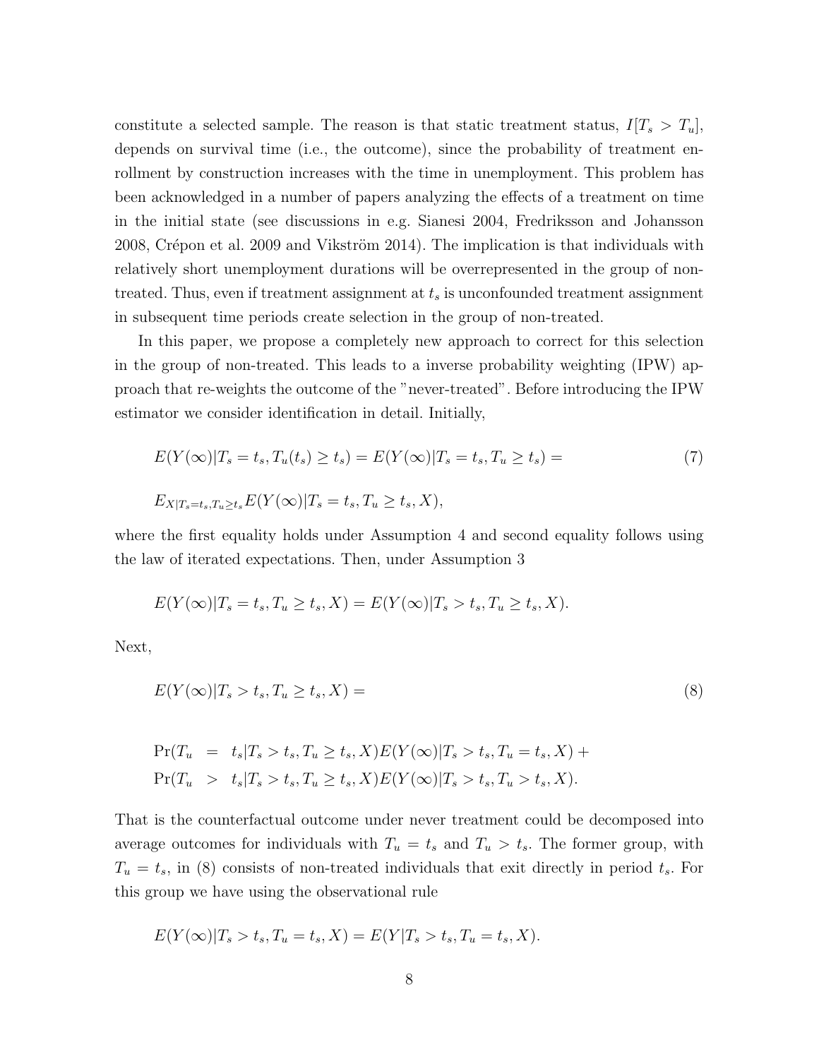constitute a selected sample. The reason is that static treatment status, $I[T_s > T_u]$, depends on survival time (i.e., the outcome), since the probability of treatment enrollment by construction increases with the time in unemployment. This problem has been acknowledged in a number of papers analyzing the effects of a treatment on time in the initial state (see discussions in e.g. Sianesi 2004, Fredriksson and Johansson 2008, Crépon et al. 2009 and Vikström 2014). The implication is that individuals with relatively short unemployment durations will be overrepresented in the group of non-treated. Thus, even if treatment assignment at $t_s$ is unconfounded treatment assignment in subsequent time periods create selection in the group of non-treated.

In this paper, we propose a completely new approach to correct for this selection in the group of non-treated. This leads to a inverse probability weighting (IPW) approach that re-weights the outcome of the "never-treated". Before introducing the IPW estimator we consider identification in detail. Initially,

$$E(Y(\infty)|T_s = t_s, T_u(t_s) \geq t_s) = E(Y(\infty)|T_s = t_s, T_u \geq t_s) = \tag{7}$$

$$E_{X|T_s=t_s,T_u \geq t_s} E(Y(\infty)|T_s = t_s, T_u \geq t_s, X),$$

where the first equality holds under Assumption 4 and second equality follows using the law of iterated expectations. Then, under Assumption 3

$$E(Y(\infty)|T_s = t_s, T_u \geq t_s, X) = E(Y(\infty)|T_s > t_s, T_u \geq t_s, X).$$

Next,

$$E(Y(\infty)|T_s > t_s, T_u \geq t_s, X) = \tag{8}$$

$$\begin{aligned}
\Pr(T_u &= t_s|T_s > t_s, T_u \geq t_s, X)E(Y(\infty)|T_s > t_s, T_u = t_s, X) + \\
\Pr(T_u &> t_s|T_s > t_s, T_u \geq t_s, X)E(Y(\infty)|T_s > t_s, T_u > t_s, X).
\end{aligned}$$

That is the counterfactual outcome under never treatment could be decomposed into average outcomes for individuals with $T_u = t_s$ and $T_u > t_s$. The former group, with $T_u = t_s$, in (8) consists of non-treated individuals that exit directly in period $t_s$. For this group we have using the observational rule

$$E(Y(\infty)|T_s > t_s, T_u = t_s, X) = E(Y|T_s > t_s, T_u = t_s, X).$$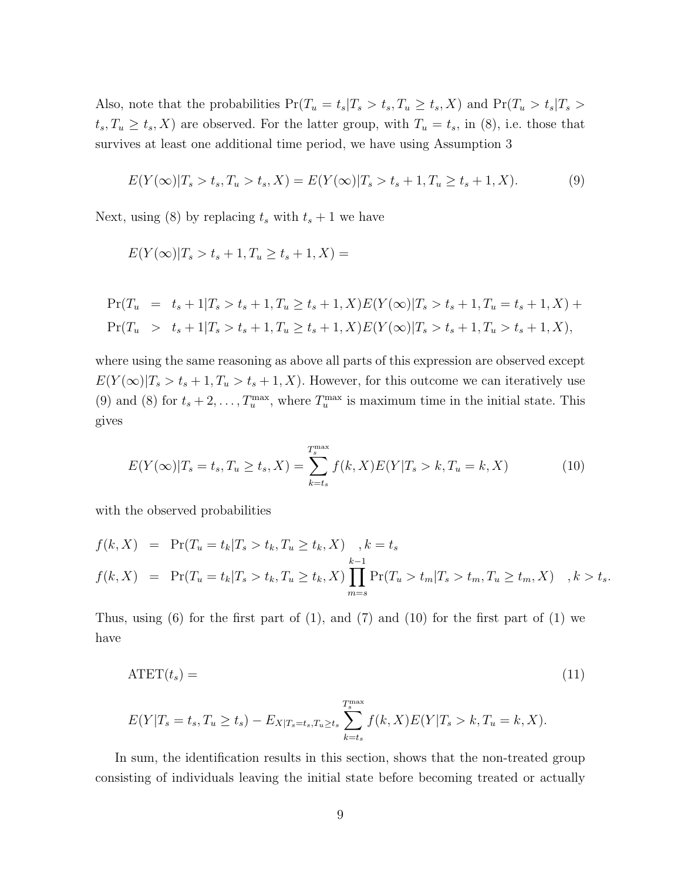Also, note that the probabilities $\Pr(T_u = t_s | T_s > t_s, T_u \geq t_s, X)$ and $\Pr(T_u > t_s | T_s > t_s, T_u \geq t_s, X)$ are observed. For the latter group, with $T_u = t_s$, in (8), i.e. those that survives at least one additional time period, we have using Assumption 3

$$E(Y(\infty)|T_s > t_s, T_u > t_s, X) = E(Y(\infty)|T_s > t_s + 1, T_u \geq t_s + 1, X). \tag{9}$$

Next, using (8) by replacing $t_s$ with $t_s + 1$ we have

$$E(Y(\infty)|T_s > t_s + 1, T_u \geq t_s + 1, X) =$$

$$\begin{aligned}
\Pr(T_u &= t_s + 1 | T_s > t_s + 1, T_u \geq t_s + 1, X) E(Y(\infty)|T_s > t_s + 1, T_u = t_s + 1, X) + \\
\Pr(T_u &> t_s + 1 | T_s > t_s + 1, T_u \geq t_s + 1, X) E(Y(\infty)|T_s > t_s + 1, T_u > t_s + 1, X),
\end{aligned}$$

where using the same reasoning as above all parts of this expression are observed except $E(Y(\infty)|T_s > t_s + 1, T_u > t_s + 1, X)$. However, for this outcome we can iteratively use (9) and (8) for $t_s + 2, \ldots, T_u^{\max}$, where $T_u^{\max}$ is maximum time in the initial state. This gives

$$E(Y(\infty)|T_s = t_s, T_u \geq t_s, X) = \sum_{k=t_s}^{T_s^{\max}} f(k, X) E(Y|T_s > k, T_u = k, X) \tag{10}$$

with the observed probabilities

$$\begin{aligned}
f(k, X) &= \Pr(T_u = t_k | T_s > t_k, T_u \geq t_k, X) \quad , k = t_s \\
f(k, X) &= \Pr(T_u = t_k | T_s > t_k, T_u \geq t_k, X) \prod_{m=s}^{k-1} \Pr(T_u > t_m | T_s > t_m, T_u \geq t_m, X) \quad , k > t_s.
\end{aligned}$$

Thus, using (6) for the first part of (1), and (7) and (10) for the first part of (1) we have

$$\text{ATET}(t_s) = \tag{11}$$

$$E(Y|T_s = t_s, T_u \geq t_s) - E_{X|T_s = t_s, T_u \geq t_s} \sum_{k=t_s}^{T_s^{\max}} f(k, X) E(Y|T_s > k, T_u = k, X).$$

In sum, the identification results in this section, shows that the non-treated group consisting of individuals leaving the initial state before becoming treated or actually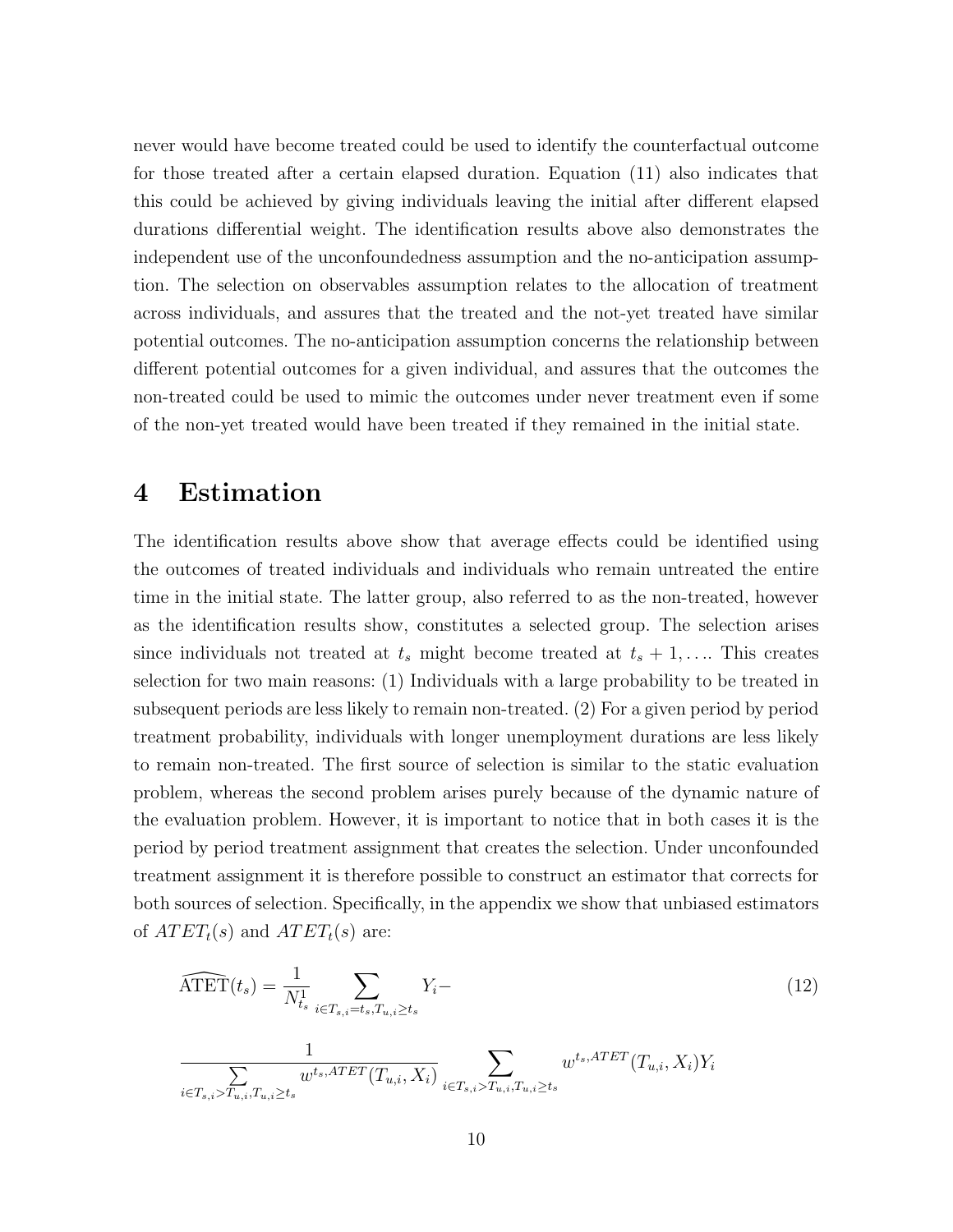never would have become treated could be used to identify the counterfactual outcome for those treated after a certain elapsed duration. Equation (11) also indicates that this could be achieved by giving individuals leaving the initial after different elapsed durations differential weight. The identification results above also demonstrates the independent use of the unconfoundedness assumption and the no-anticipation assumption. The selection on observables assumption relates to the allocation of treatment across individuals, and assures that the treated and the not-yet treated have similar potential outcomes. The no-anticipation assumption concerns the relationship between different potential outcomes for a given individual, and assures that the outcomes the non-treated could be used to mimic the outcomes under never treatment even if some of the non-yet treated would have been treated if they remained in the initial state.

# 4 Estimation

The identification results above show that average effects could be identified using the outcomes of treated individuals and individuals who remain untreated the entire time in the initial state. The latter group, also referred to as the non-treated, however as the identification results show, constitutes a selected group. The selection arises since individuals not treated at $t_s$ might become treated at $t_s+1,\ldots$. This creates selection for two main reasons: (1) Individuals with a large probability to be treated in subsequent periods are less likely to remain non-treated. (2) For a given period by period treatment probability, individuals with longer unemployment durations are less likely to remain non-treated. The first source of selection is similar to the static evaluation problem, whereas the second problem arises purely because of the dynamic nature of the evaluation problem. However, it is important to notice that in both cases it is the period by period treatment assignment that creates the selection. Under unconfounded treatment assignment it is therefore possible to construct an estimator that corrects for both sources of selection. Specifically, in the appendix we show that unbiased estimators of $ATET_t(s)$ and $ATET_t(s)$ are:

$$\widehat{\text{ATET}}(t_s) = \frac{1}{N^1_{t_s}} \sum_{i \in T_{s,i}=t_s, T_{u,i} \geq t_s} Y_i - \tag{12}$$

$$\frac{1}{\sum_{i \in T_{s,i} > T_{u,i}, T_{u,i} \geq t_s} w^{t_s,ATET}(T_{u,i}, X_i)} \sum_{i \in T_{s,i} > T_{u,i}, T_{u,i} \geq t_s} w^{t_s,ATET}(T_{u,i}, X_i) Y_i$$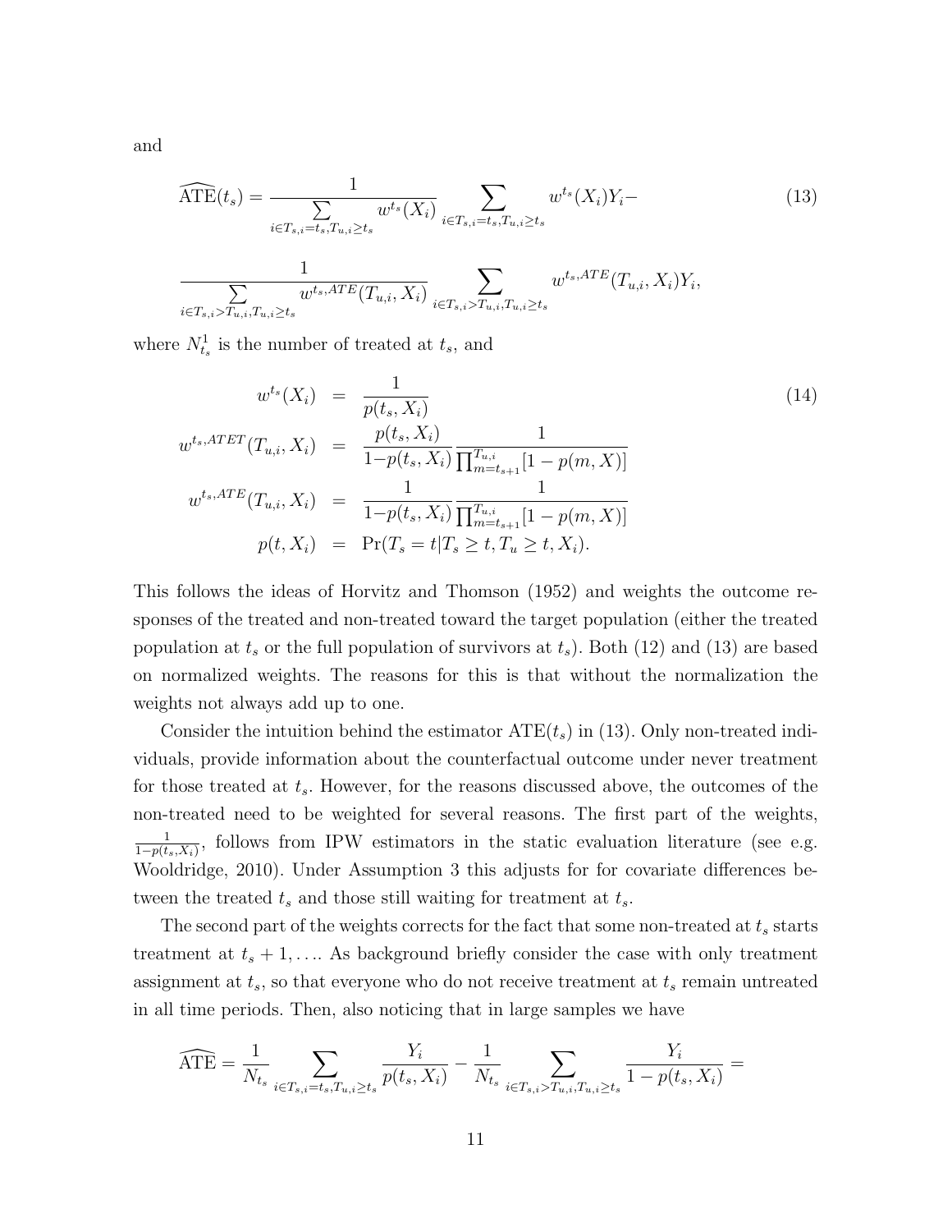and

$$\widehat{\text{ATE}}(t_s) = \frac{1}{\sum\limits_{i \in T_{s,i}=t_s, T_{u,i} \geq t_s} w^{t_s}(X_i)} \sum_{i \in T_{s,i}=t_s, T_{u,i} \geq t_s} w^{t_s}(X_i) Y_i - \tag{13}$$

$$\frac{1}{\sum\limits_{i \in T_{s,i} > T_{u,i}, T_{u,i} \geq t_s} w^{t_s, ATE}(T_{u,i}, X_i)} \sum_{i \in T_{s,i} > T_{u,i}, T_{u,i} \geq t_s} w^{t_s, ATE}(T_{u,i}, X_i) Y_i,$$

where $N^1_{t_s}$ is the number of treated at $t_s$, and

$$\begin{aligned}
w^{t_s}(X_i) &= \frac{1}{p(t_s, X_i)} \\
w^{t_s, ATET}(T_{u,i}, X_i) &= \frac{p(t_s, X_i)}{1 - p(t_s, X_i)} \frac{1}{\prod_{m=t_{s+1}}^{T_{u,i}} [1 - p(m, X)]} \\
w^{t_s, ATE}(T_{u,i}, X_i) &= \frac{1}{1 - p(t_s, X_i)} \frac{1}{\prod_{m=t_{s+1}}^{T_{u,i}} [1 - p(m, X)]} \\
p(t, X_i) &= \Pr(T_s = t | T_s \geq t, T_u \geq t, X_i).
\end{aligned} \tag{14}$$

This follows the ideas of Horvitz and Thomson (1952) and weights the outcome responses of the treated and non-treated toward the target population (either the treated population at $t_s$ or the full population of survivors at $t_s$). Both (12) and (13) are based on normalized weights. The reasons for this is that without the normalization the weights not always add up to one.

Consider the intuition behind the estimator $\text{ATE}(t_s)$ in (13). Only non-treated individuals, provide information about the counterfactual outcome under never treatment for those treated at $t_s$. However, for the reasons discussed above, the outcomes of the non-treated need to be weighted for several reasons. The first part of the weights, $\frac{1}{1-p(t_s, X_i)}$, follows from IPW estimators in the static evaluation literature (see e.g. Wooldridge, 2010). Under Assumption 3 this adjusts for for covariate differences between the treated $t_s$ and those still waiting for treatment at $t_s$.

The second part of the weights corrects for the fact that some non-treated at $t_s$ starts treatment at $t_s + 1, \ldots$. As background briefly consider the case with only treatment assignment at $t_s$, so that everyone who do not receive treatment at $t_s$ remain untreated in all time periods. Then, also noticing that in large samples we have

$$\widehat{\text{ATE}} = \frac{1}{N_{t_s}} \sum_{i \in T_{s,i}=t_s, T_{u,i} \geq t_s} \frac{Y_i}{p(t_s, X_i)} - \frac{1}{N_{t_s}} \sum_{i \in T_{s,i} > T_{u,i}, T_{u,i} \geq t_s} \frac{Y_i}{1 - p(t_s, X_i)} =$$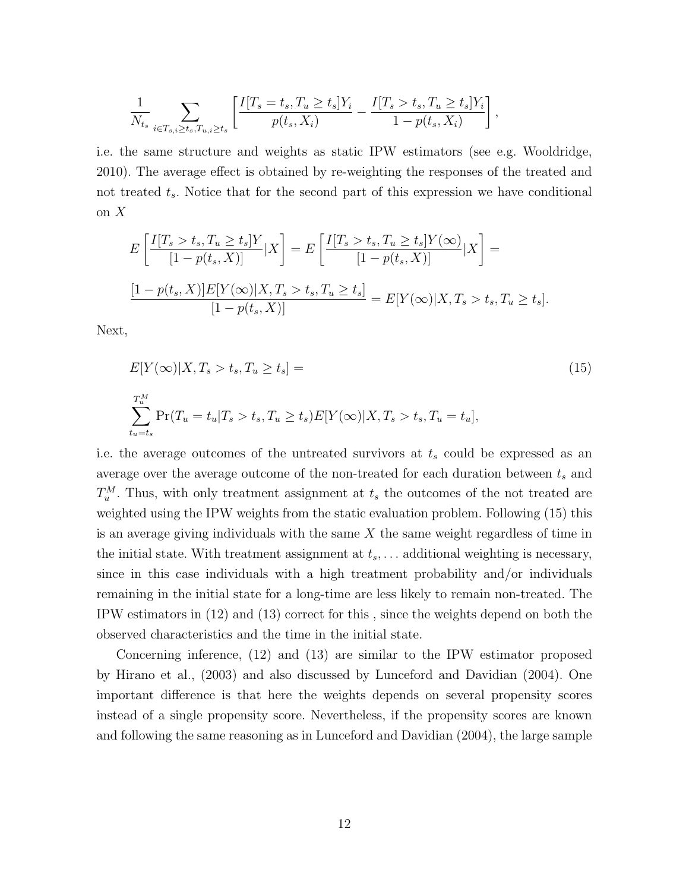$$\frac{1}{N_{t_s}} \sum_{i \in T_{s,i} \geq t_s, T_{u,i} \geq t_s} \left[ \frac{I[T_s = t_s, T_u \geq t_s] Y_i}{p(t_s, X_i)} - \frac{I[T_s > t_s, T_u \geq t_s] Y_i}{1 - p(t_s, X_i)} \right],$$

i.e. the same structure and weights as static IPW estimators (see e.g. Wooldridge, 2010). The average effect is obtained by re-weighting the responses of the treated and not treated $t_s$. Notice that for the second part of this expression we have conditional on $X$

$$E\left[\frac{I[T_s > t_s, T_u \geq t_s]Y}{[1 - p(t_s, X)]} | X\right] = E\left[\frac{I[T_s > t_s, T_u \geq t_s]Y(\infty)}{[1 - p(t_s, X)]} | X\right] =$$

$$\frac{[1 - p(t_s, X)] E[Y(\infty)|X, T_s > t_s, T_u \geq t_s]}{[1 - p(t_s, X)]} = E[Y(\infty)|X, T_s > t_s, T_u \geq t_s].$$

Next,

$$E[Y(\infty)|X, T_s > t_s, T_u \geq t_s] = \tag{15}$$

$$\sum_{t_u = t_s}^{T_u^M} \Pr(T_u = t_u | T_s > t_s, T_u \geq t_s) E[Y(\infty)|X, T_s > t_s, T_u = t_u],$$

i.e. the average outcomes of the untreated survivors at $t_s$ could be expressed as an average over the average outcome of the non-treated for each duration between $t_s$ and $T_u^M$. Thus, with only treatment assignment at $t_s$ the outcomes of the not treated are weighted using the IPW weights from the static evaluation problem. Following (15) this is an average giving individuals with the same $X$ the same weight regardless of time in the initial state. With treatment assignment at $t_s, \ldots$ additional weighting is necessary, since in this case individuals with a high treatment probability and/or individuals remaining in the initial state for a long-time are less likely to remain non-treated. The IPW estimators in (12) and (13) correct for this , since the weights depend on both the observed characteristics and the time in the initial state.

Concerning inference, (12) and (13) are similar to the IPW estimator proposed by Hirano et al., (2003) and also discussed by Lunceford and Davidian (2004). One important difference is that here the weights depends on several propensity scores instead of a single propensity score. Nevertheless, if the propensity scores are known and following the same reasoning as in Lunceford and Davidian (2004), the large sample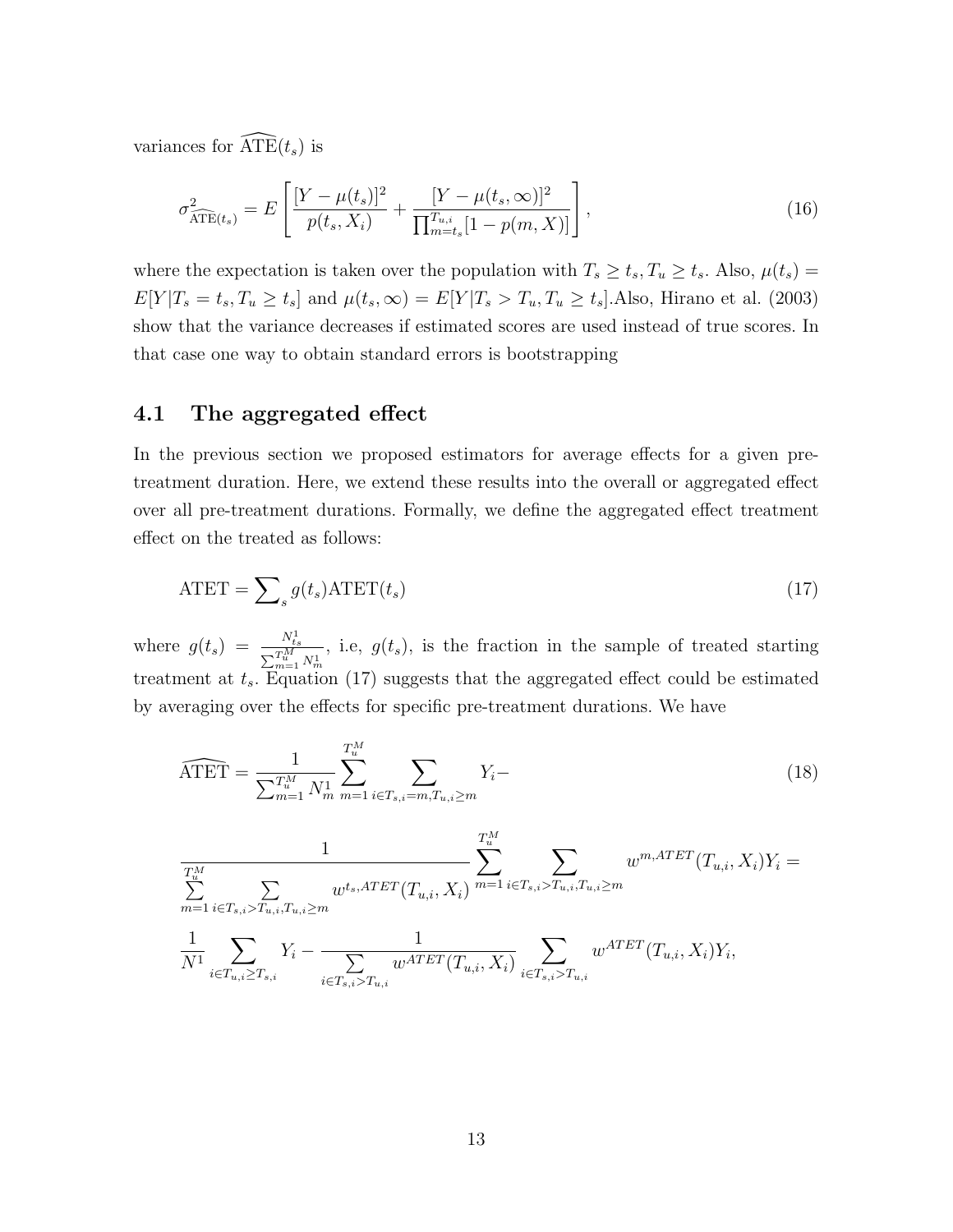variances for $\widehat{\text{ATE}}(t_s)$ is

$$\sigma^2_{\widehat{\text{ATE}}(t_s)} = E\left[\frac{[Y-\mu(t_s)]^2}{p(t_s,X_i)} + \frac{[Y-\mu(t_s,\infty)]^2}{\prod_{m=t_s}^{T_{u,i}}[1-p(m,X)]}\right], \tag{16}$$

where the expectation is taken over the population with $T_s \geq t_s, T_u \geq t_s$. Also, $\mu(t_s) = E[Y|T_s = t_s, T_u \geq t_s]$ and $\mu(t_s,\infty) = E[Y|T_s > T_u, T_u \geq t_s]$.Also, Hirano et al. (2003) show that the variance decreases if estimated scores are used instead of true scores. In that case one way to obtain standard errors is bootstrapping

## 4.1 The aggregated effect

In the previous section we proposed estimators for average effects for a given pre-treatment duration. Here, we extend these results into the overall or aggregated effect over all pre-treatment durations. Formally, we define the aggregated effect treatment effect on the treated as follows:

$$\text{ATET} = \sum\nolimits_s g(t_s)\text{ATET}(t_s) \tag{17}$$

where $g(t_s) = \frac{N^1_{t_s}}{\sum_{m=1}^{T_u^M} N^1_m}$, i.e, $g(t_s)$, is the fraction in the sample of treated starting treatment at $t_s$. Equation (17) suggests that the aggregated effect could be estimated by averaging over the effects for specific pre-treatment durations. We have

$$\widehat{\text{ATET}} = \frac{1}{\sum_{m=1}^{T_u^M} N^1_m}\sum_{m=1}^{T_u^M}\sum_{i\in T_{s,i}=m,T_{u,i}\geq m} Y_i - \tag{18}$$

$$\frac{1}{\sum\limits_{m=1}^{T_u^M}\sum\limits_{i\in T_{s,i}>T_{u,i},T_{u,i}\geq m} w^{t_s,ATET}(T_{u,i},X_i)}\sum_{m=1}^{T_u^M}\sum_{i\in T_{s,i}>T_{u,i},T_{u,i}\geq m} w^{m,ATET}(T_{u,i},X_i)Y_i =$$

$$\frac{1}{N^1}\sum_{i\in T_{u,i}\geq T_{s,i}} Y_i - \frac{1}{\sum\limits_{i\in T_{s,i}>T_{u,i}} w^{ATET}(T_{u,i},X_i)}\sum_{i\in T_{s,i}>T_{u,i}} w^{ATET}(T_{u,i},X_i)Y_i,$$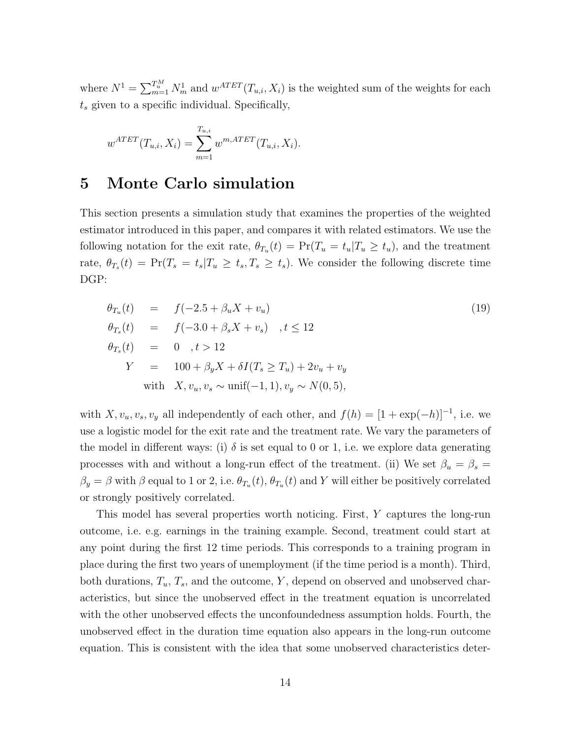where $N^1 = \sum_{m=1}^{T_u^M} N_m^1$ and $w^{ATET}(T_{u,i}, X_i)$ is the weighted sum of the weights for each $t_s$ given to a specific individual. Specifically,

$$w^{ATET}(T_{u,i}, X_i) = \sum_{m=1}^{T_{u,i}} w^{m,ATET}(T_{u,i}, X_i).$$

# 5 Monte Carlo simulation

This section presents a simulation study that examines the properties of the weighted estimator introduced in this paper, and compares it with related estimators. We use the following notation for the exit rate, $\theta_{T_u}(t) = \Pr(T_u = t_u | T_u \geq t_u)$, and the treatment rate, $\theta_{T_s}(t) = \Pr(T_s = t_s | T_u \geq t_s, T_s \geq t_s)$. We consider the following discrete time DGP:

$$\begin{aligned}
\theta_{T_u}(t) &= f(-2.5 + \beta_u X + v_u) \\
\theta_{T_s}(t) &= f(-3.0 + \beta_s X + v_s) \quad , t \leq 12 \\
\theta_{T_s}(t) &= 0 \quad , t > 12 \\
Y &= 100 + \beta_y X + \delta I(T_s \geq T_u) + 2v_u + v_y \\
&\quad \text{with} \quad X, v_u, v_s \sim \text{unif}(-1,1), v_y \sim N(0,5),
\end{aligned} \tag{19}$$

with $X, v_u, v_s, v_y$ all independently of each other, and $f(h) = [1 + \exp(-h)]^{-1}$, i.e. we use a logistic model for the exit rate and the treatment rate. We vary the parameters of the model in different ways: (i) $\delta$ is set equal to 0 or 1, i.e. we explore data generating processes with and without a long-run effect of the treatment. (ii) We set $\beta_u = \beta_s = \beta_y = \beta$ with $\beta$ equal to 1 or 2, i.e. $\theta_{T_u}(t)$, $\theta_{T_u}(t)$ and $Y$ will either be positively correlated or strongly positively correlated.

This model has several properties worth noticing. First, $Y$ captures the long-run outcome, i.e. e.g. earnings in the training example. Second, treatment could start at any point during the first 12 time periods. This corresponds to a training program in place during the first two years of unemployment (if the time period is a month). Third, both durations, $T_u$, $T_s$, and the outcome, $Y$, depend on observed and unobserved characteristics, but since the unobserved effect in the treatment equation is uncorrelated with the other unobserved effects the unconfoundedness assumption holds. Fourth, the unobserved effect in the duration time equation also appears in the long-run outcome equation. This is consistent with the idea that some unobserved characteristics deter-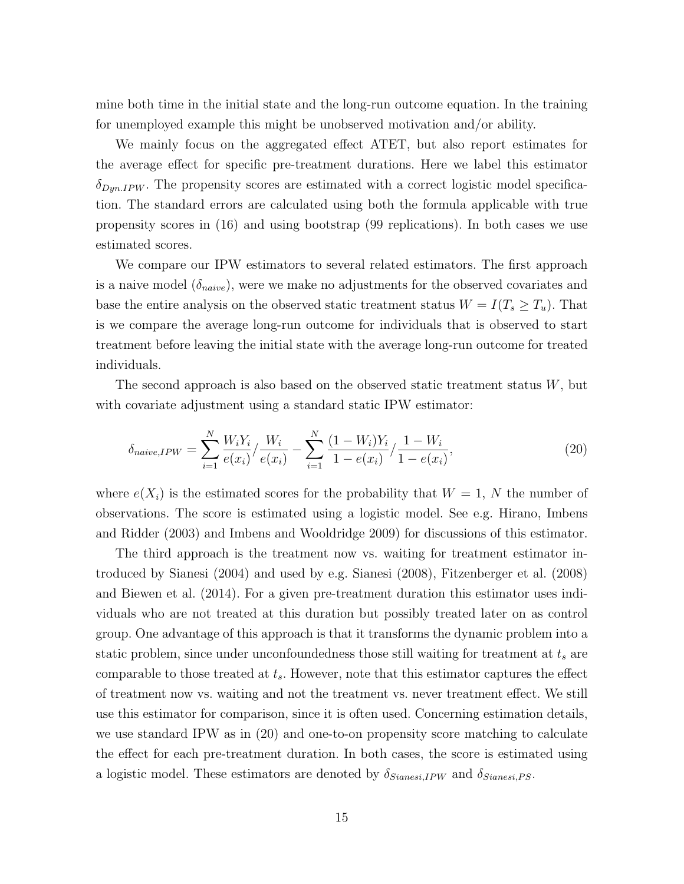mine both time in the initial state and the long-run outcome equation. In the training for unemployed example this might be unobserved motivation and/or ability.

We mainly focus on the aggregated effect ATET, but also report estimates for the average effect for specific pre-treatment durations. Here we label this estimator $\delta_{Dyn.IPW}$. The propensity scores are estimated with a correct logistic model specification. The standard errors are calculated using both the formula applicable with true propensity scores in (16) and using bootstrap (99 replications). In both cases we use estimated scores.

We compare our IPW estimators to several related estimators. The first approach is a naive model ($\delta_{naive}$), were we make no adjustments for the observed covariates and base the entire analysis on the observed static treatment status $W = I(T_s \geq T_u)$. That is we compare the average long-run outcome for individuals that is observed to start treatment before leaving the initial state with the average long-run outcome for treated individuals.

The second approach is also based on the observed static treatment status $W$, but with covariate adjustment using a standard static IPW estimator:

$$\delta_{naive,IPW} = \sum_{i=1}^{N} \frac{W_i Y_i}{e(x_i)} / \frac{W_i}{e(x_i)} - \sum_{i=1}^{N} \frac{(1-W_i)Y_i}{1-e(x_i)} / \frac{1-W_i}{1-e(x_i)}, \tag{20}$$

where $e(X_i)$ is the estimated scores for the probability that $W = 1$, $N$ the number of observations. The score is estimated using a logistic model. See e.g. Hirano, Imbens and Ridder (2003) and Imbens and Wooldridge 2009) for discussions of this estimator.

The third approach is the treatment now vs. waiting for treatment estimator introduced by Sianesi (2004) and used by e.g. Sianesi (2008), Fitzenberger et al. (2008) and Biewen et al. (2014). For a given pre-treatment duration this estimator uses individuals who are not treated at this duration but possibly treated later on as control group. One advantage of this approach is that it transforms the dynamic problem into a static problem, since under unconfoundedness those still waiting for treatment at $t_s$ are comparable to those treated at $t_s$. However, note that this estimator captures the effect of treatment now vs. waiting and not the treatment vs. never treatment effect. We still use this estimator for comparison, since it is often used. Concerning estimation details, we use standard IPW as in (20) and one-to-on propensity score matching to calculate the effect for each pre-treatment duration. In both cases, the score is estimated using a logistic model. These estimators are denoted by $\delta_{Sianesi,IPW}$ and $\delta_{Sianesi,PS}$.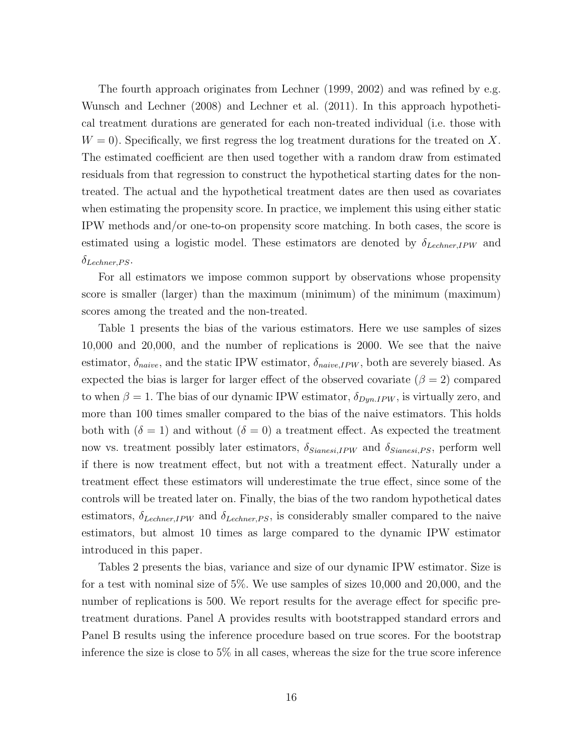The fourth approach originates from Lechner (1999, 2002) and was refined by e.g. Wunsch and Lechner (2008) and Lechner et al. (2011). In this approach hypothetical treatment durations are generated for each non-treated individual (i.e. those with $W = 0$). Specifically, we first regress the log treatment durations for the treated on $X$. The estimated coefficient are then used together with a random draw from estimated residuals from that regression to construct the hypothetical starting dates for the non-treated. The actual and the hypothetical treatment dates are then used as covariates when estimating the propensity score. In practice, we implement this using either static IPW methods and/or one-to-on propensity score matching. In both cases, the score is estimated using a logistic model. These estimators are denoted by $\delta_{Lechner,IPW}$ and $\delta_{Lechner,PS}$.

For all estimators we impose common support by observations whose propensity score is smaller (larger) than the maximum (minimum) of the minimum (maximum) scores among the treated and the non-treated.

Table 1 presents the bias of the various estimators. Here we use samples of sizes 10,000 and 20,000, and the number of replications is 2000. We see that the naive estimator, $\delta_{naive}$, and the static IPW estimator, $\delta_{naive,IPW}$, both are severely biased. As expected the bias is larger for larger effect of the observed covariate ($\beta = 2$) compared to when $\beta = 1$. The bias of our dynamic IPW estimator, $\delta_{Dyn.IPW}$, is virtually zero, and more than 100 times smaller compared to the bias of the naive estimators. This holds both with ($\delta = 1$) and without ($\delta = 0$) a treatment effect. As expected the treatment now vs. treatment possibly later estimators, $\delta_{Sianesi,IPW}$ and $\delta_{Sianesi,PS}$, perform well if there is now treatment effect, but not with a treatment effect. Naturally under a treatment effect these estimators will underestimate the true effect, since some of the controls will be treated later on. Finally, the bias of the two random hypothetical dates estimators, $\delta_{Lechner,IPW}$ and $\delta_{Lechner,PS}$, is considerably smaller compared to the naive estimators, but almost 10 times as large compared to the dynamic IPW estimator introduced in this paper.

Tables 2 presents the bias, variance and size of our dynamic IPW estimator. Size is for a test with nominal size of 5%. We use samples of sizes 10,000 and 20,000, and the number of replications is 500. We report results for the average effect for specific pre-treatment durations. Panel A provides results with bootstrapped standard errors and Panel B results using the inference procedure based on true scores. For the bootstrap inference the size is close to 5% in all cases, whereas the size for the true score inference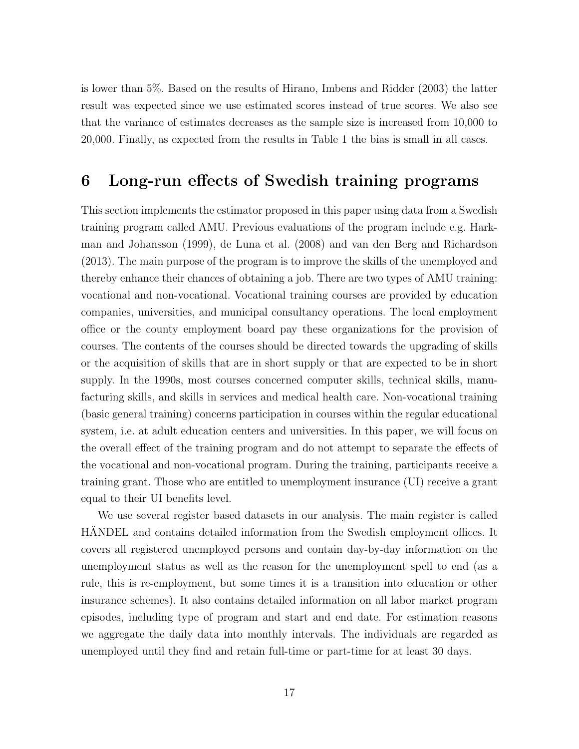is lower than 5%. Based on the results of Hirano, Imbens and Ridder (2003) the latter result was expected since we use estimated scores instead of true scores. We also see that the variance of estimates decreases as the sample size is increased from 10,000 to 20,000. Finally, as expected from the results in Table 1 the bias is small in all cases.

## 6 Long-run effects of Swedish training programs

This section implements the estimator proposed in this paper using data from a Swedish training program called AMU. Previous evaluations of the program include e.g. Harkman and Johansson (1999), de Luna et al. (2008) and van den Berg and Richardson (2013). The main purpose of the program is to improve the skills of the unemployed and thereby enhance their chances of obtaining a job. There are two types of AMU training: vocational and non-vocational. Vocational training courses are provided by education companies, universities, and municipal consultancy operations. The local employment office or the county employment board pay these organizations for the provision of courses. The contents of the courses should be directed towards the upgrading of skills or the acquisition of skills that are in short supply or that are expected to be in short supply. In the 1990s, most courses concerned computer skills, technical skills, manufacturing skills, and skills in services and medical health care. Non-vocational training (basic general training) concerns participation in courses within the regular educational system, i.e. at adult education centers and universities. In this paper, we will focus on the overall effect of the training program and do not attempt to separate the effects of the vocational and non-vocational program. During the training, participants receive a training grant. Those who are entitled to unemployment insurance (UI) receive a grant equal to their UI benefits level.

We use several register based datasets in our analysis. The main register is called HÄNDEL and contains detailed information from the Swedish employment offices. It covers all registered unemployed persons and contain day-by-day information on the unemployment status as well as the reason for the unemployment spell to end (as a rule, this is re-employment, but some times it is a transition into education or other insurance schemes). It also contains detailed information on all labor market program episodes, including type of program and start and end date. For estimation reasons we aggregate the daily data into monthly intervals. The individuals are regarded as unemployed until they find and retain full-time or part-time for at least 30 days.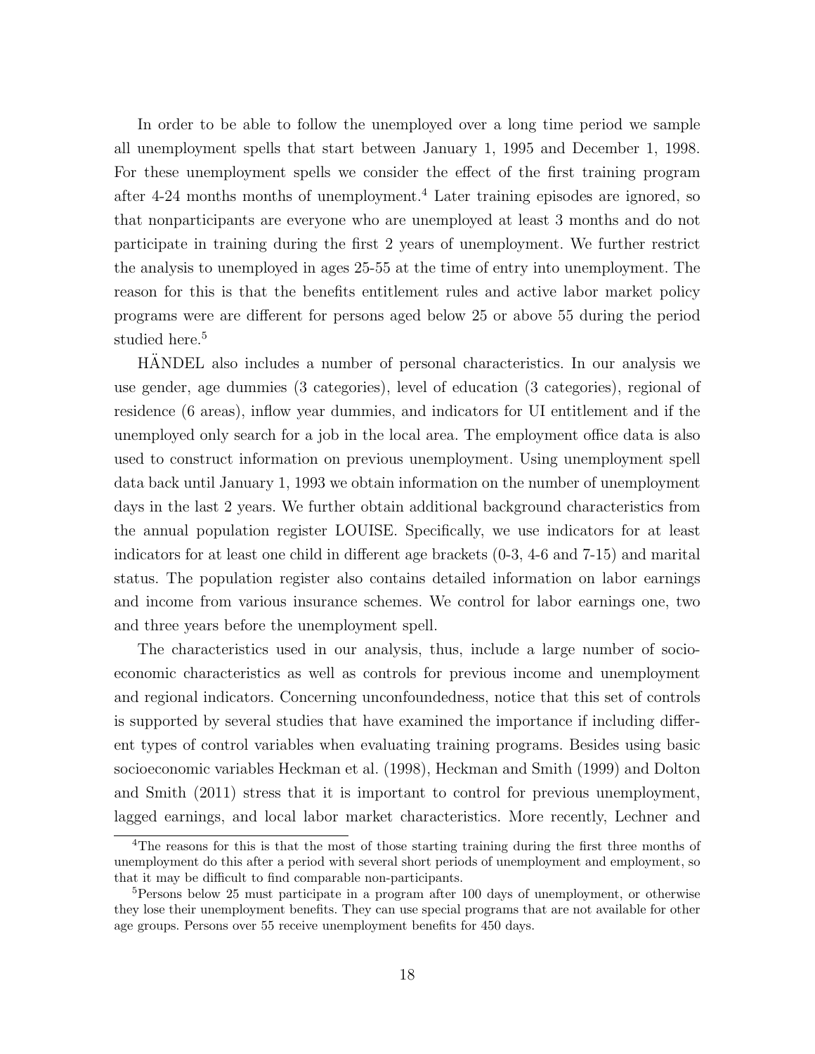In order to be able to follow the unemployed over a long time period we sample all unemployment spells that start between January 1, 1995 and December 1, 1998. For these unemployment spells we consider the effect of the first training program after 4-24 months months of unemployment.[4] Later training episodes are ignored, so that nonparticipants are everyone who are unemployed at least 3 months and do not participate in training during the first 2 years of unemployment. We further restrict the analysis to unemployed in ages 25-55 at the time of entry into unemployment. The reason for this is that the benefits entitlement rules and active labor market policy programs were are different for persons aged below 25 or above 55 during the period studied here.[5]

HÄNDEL also includes a number of personal characteristics. In our analysis we use gender, age dummies (3 categories), level of education (3 categories), regional of residence (6 areas), inflow year dummies, and indicators for UI entitlement and if the unemployed only search for a job in the local area. The employment office data is also used to construct information on previous unemployment. Using unemployment spell data back until January 1, 1993 we obtain information on the number of unemployment days in the last 2 years. We further obtain additional background characteristics from the annual population register LOUISE. Specifically, we use indicators for at least indicators for at least one child in different age brackets (0-3, 4-6 and 7-15) and marital status. The population register also contains detailed information on labor earnings and income from various insurance schemes. We control for labor earnings one, two and three years before the unemployment spell.

The characteristics used in our analysis, thus, include a large number of socio-economic characteristics as well as controls for previous income and unemployment and regional indicators. Concerning unconfoundedness, notice that this set of controls is supported by several studies that have examined the importance if including different types of control variables when evaluating training programs. Besides using basic socioeconomic variables Heckman et al. (1998), Heckman and Smith (1999) and Dolton and Smith (2011) stress that it is important to control for previous unemployment, lagged earnings, and local labor market characteristics. More recently, Lechner and

---

[4] The reasons for this is that the most of those starting training during the first three months of unemployment do this after a period with several short periods of unemployment and employment, so that it may be difficult to find comparable non-participants.

[5] Persons below 25 must participate in a program after 100 days of unemployment, or otherwise they lose their unemployment benefits. They can use special programs that are not available for other age groups. Persons over 55 receive unemployment benefits for 450 days.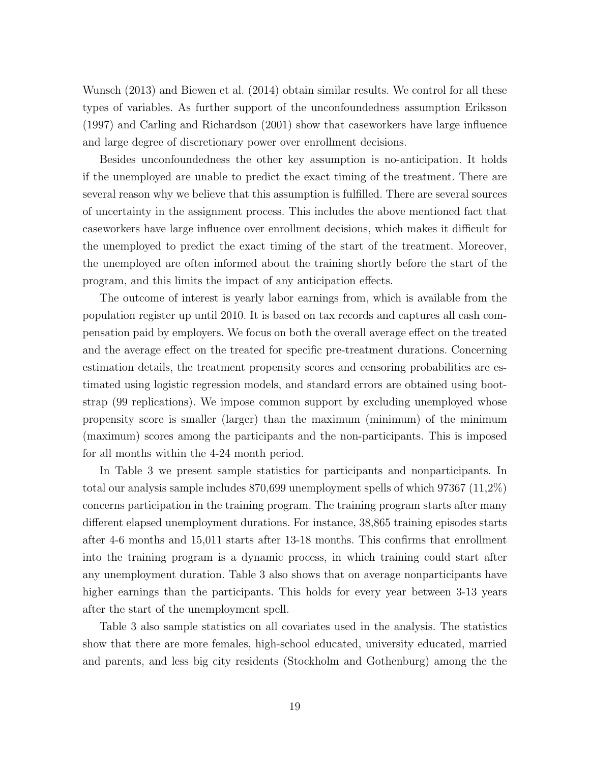Wunsch (2013) and Biewen et al. (2014) obtain similar results. We control for all these types of variables. As further support of the unconfoundedness assumption Eriksson (1997) and Carling and Richardson (2001) show that caseworkers have large influence and large degree of discretionary power over enrollment decisions.

Besides unconfoundedness the other key assumption is no-anticipation. It holds if the unemployed are unable to predict the exact timing of the treatment. There are several reason why we believe that this assumption is fulfilled. There are several sources of uncertainty in the assignment process. This includes the above mentioned fact that caseworkers have large influence over enrollment decisions, which makes it difficult for the unemployed to predict the exact timing of the start of the treatment. Moreover, the unemployed are often informed about the training shortly before the start of the program, and this limits the impact of any anticipation effects.

The outcome of interest is yearly labor earnings from, which is available from the population register up until 2010. It is based on tax records and captures all cash compensation paid by employers. We focus on both the overall average effect on the treated and the average effect on the treated for specific pre-treatment durations. Concerning estimation details, the treatment propensity scores and censoring probabilities are estimated using logistic regression models, and standard errors are obtained using bootstrap (99 replications). We impose common support by excluding unemployed whose propensity score is smaller (larger) than the maximum (minimum) of the minimum (maximum) scores among the participants and the non-participants. This is imposed for all months within the 4-24 month period.

In Table 3 we present sample statistics for participants and nonparticipants. In total our analysis sample includes 870,699 unemployment spells of which 97367 (11,2%) concerns participation in the training program. The training program starts after many different elapsed unemployment durations. For instance, 38,865 training episodes starts after 4-6 months and 15,011 starts after 13-18 months. This confirms that enrollment into the training program is a dynamic process, in which training could start after any unemployment duration. Table 3 also shows that on average nonparticipants have higher earnings than the participants. This holds for every year between 3-13 years after the start of the unemployment spell.

Table 3 also sample statistics on all covariates used in the analysis. The statistics show that there are more females, high-school educated, university educated, married and parents, and less big city residents (Stockholm and Gothenburg) among the the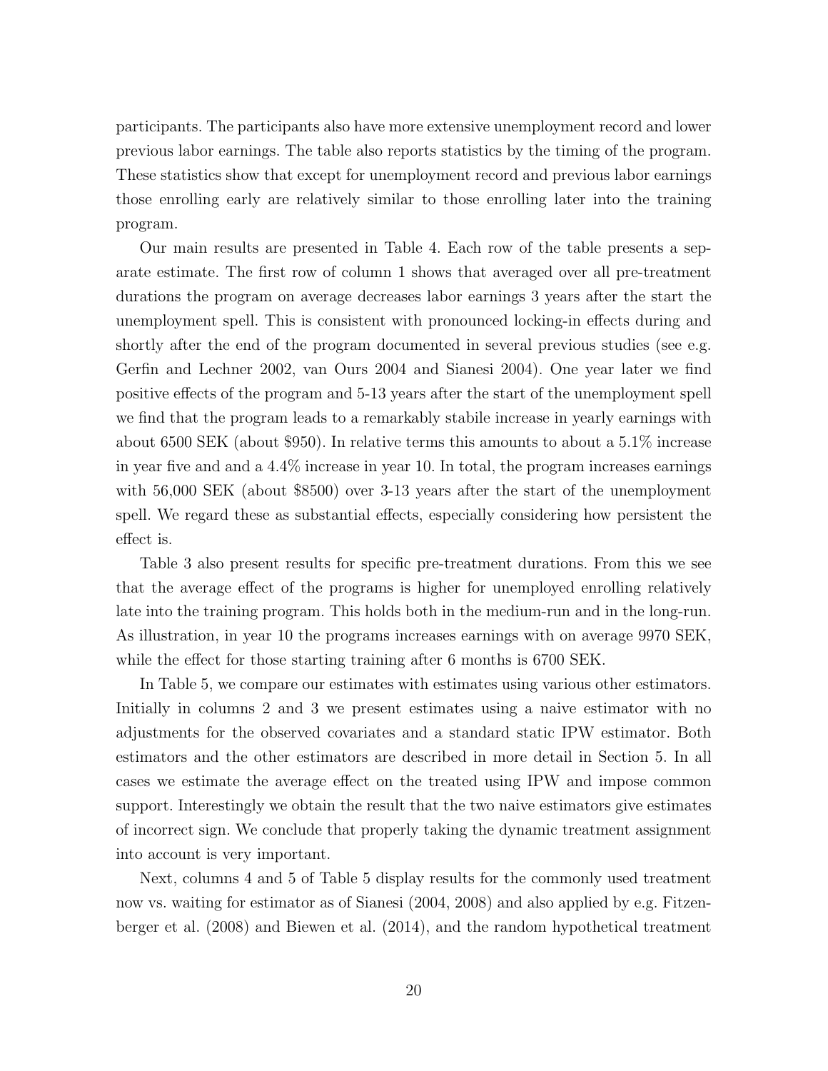participants. The participants also have more extensive unemployment record and lower previous labor earnings. The table also reports statistics by the timing of the program. These statistics show that except for unemployment record and previous labor earnings those enrolling early are relatively similar to those enrolling later into the training program.

Our main results are presented in Table 4. Each row of the table presents a separate estimate. The first row of column 1 shows that averaged over all pre-treatment durations the program on average decreases labor earnings 3 years after the start the unemployment spell. This is consistent with pronounced locking-in effects during and shortly after the end of the program documented in several previous studies (see e.g. Gerfin and Lechner 2002, van Ours 2004 and Sianesi 2004). One year later we find positive effects of the program and 5-13 years after the start of the unemployment spell we find that the program leads to a remarkably stabile increase in yearly earnings with about 6500 SEK (about \$950). In relative terms this amounts to about a 5.1% increase in year five and and a 4.4% increase in year 10. In total, the program increases earnings with 56,000 SEK (about \$8500) over 3-13 years after the start of the unemployment spell. We regard these as substantial effects, especially considering how persistent the effect is.

Table 3 also present results for specific pre-treatment durations. From this we see that the average effect of the programs is higher for unemployed enrolling relatively late into the training program. This holds both in the medium-run and in the long-run. As illustration, in year 10 the programs increases earnings with on average 9970 SEK, while the effect for those starting training after 6 months is 6700 SEK.

In Table 5, we compare our estimates with estimates using various other estimators. Initially in columns 2 and 3 we present estimates using a naive estimator with no adjustments for the observed covariates and a standard static IPW estimator. Both estimators and the other estimators are described in more detail in Section 5. In all cases we estimate the average effect on the treated using IPW and impose common support. Interestingly we obtain the result that the two naive estimators give estimates of incorrect sign. We conclude that properly taking the dynamic treatment assignment into account is very important.

Next, columns 4 and 5 of Table 5 display results for the commonly used treatment now vs. waiting for estimator as of Sianesi (2004, 2008) and also applied by e.g. Fitzenberger et al. (2008) and Biewen et al. (2014), and the random hypothetical treatment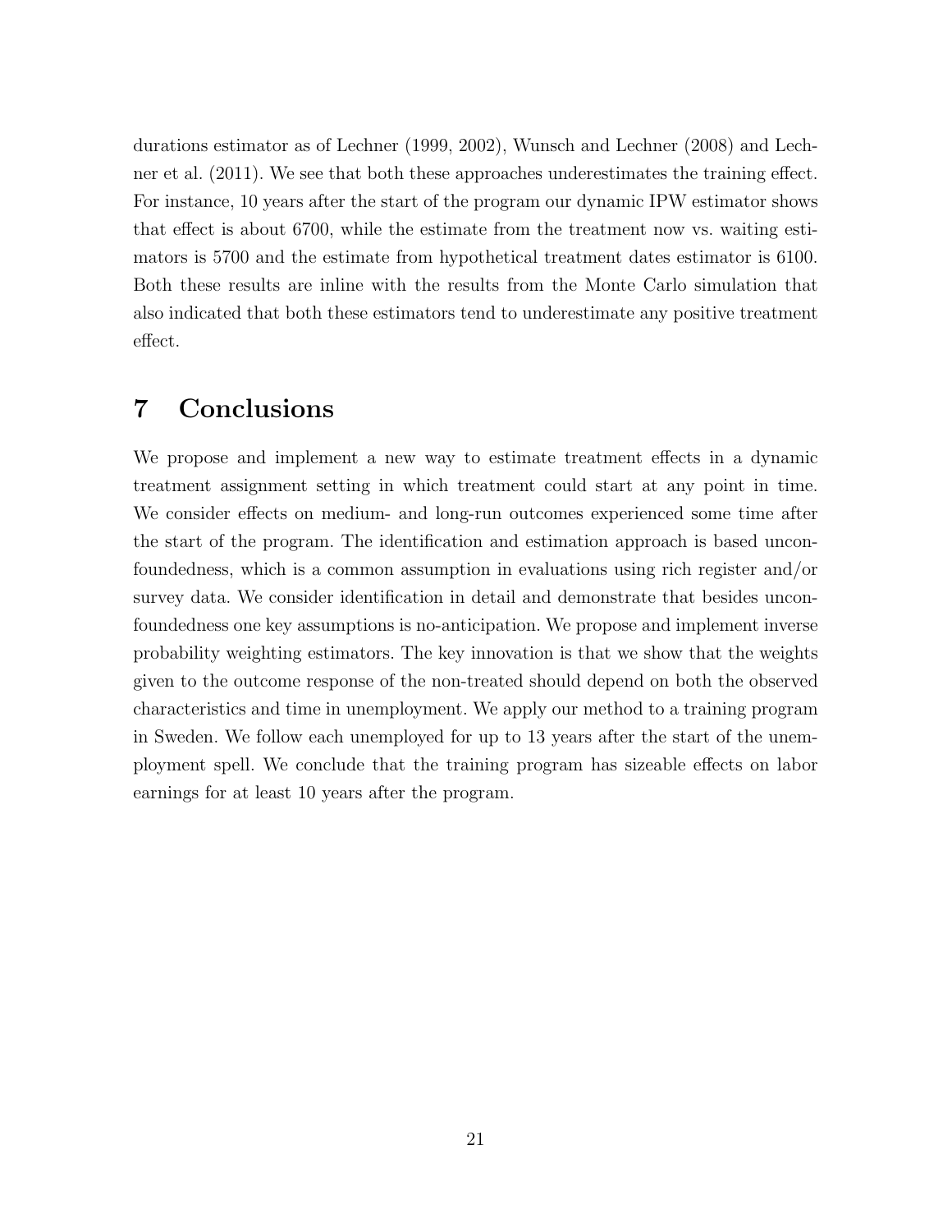durations estimator as of Lechner (1999, 2002), Wunsch and Lechner (2008) and Lechner et al. (2011). We see that both these approaches underestimates the training effect. For instance, 10 years after the start of the program our dynamic IPW estimator shows that effect is about 6700, while the estimate from the treatment now vs. waiting estimators is 5700 and the estimate from hypothetical treatment dates estimator is 6100. Both these results are inline with the results from the Monte Carlo simulation that also indicated that both these estimators tend to underestimate any positive treatment effect.

# 7 Conclusions

We propose and implement a new way to estimate treatment effects in a dynamic treatment assignment setting in which treatment could start at any point in time. We consider effects on medium- and long-run outcomes experienced some time after the start of the program. The identification and estimation approach is based unconfoundedness, which is a common assumption in evaluations using rich register and/or survey data. We consider identification in detail and demonstrate that besides unconfoundedness one key assumptions is no-anticipation. We propose and implement inverse probability weighting estimators. The key innovation is that we show that the weights given to the outcome response of the non-treated should depend on both the observed characteristics and time in unemployment. We apply our method to a training program in Sweden. We follow each unemployed for up to 13 years after the start of the unemployment spell. We conclude that the training program has sizeable effects on labor earnings for at least 10 years after the program.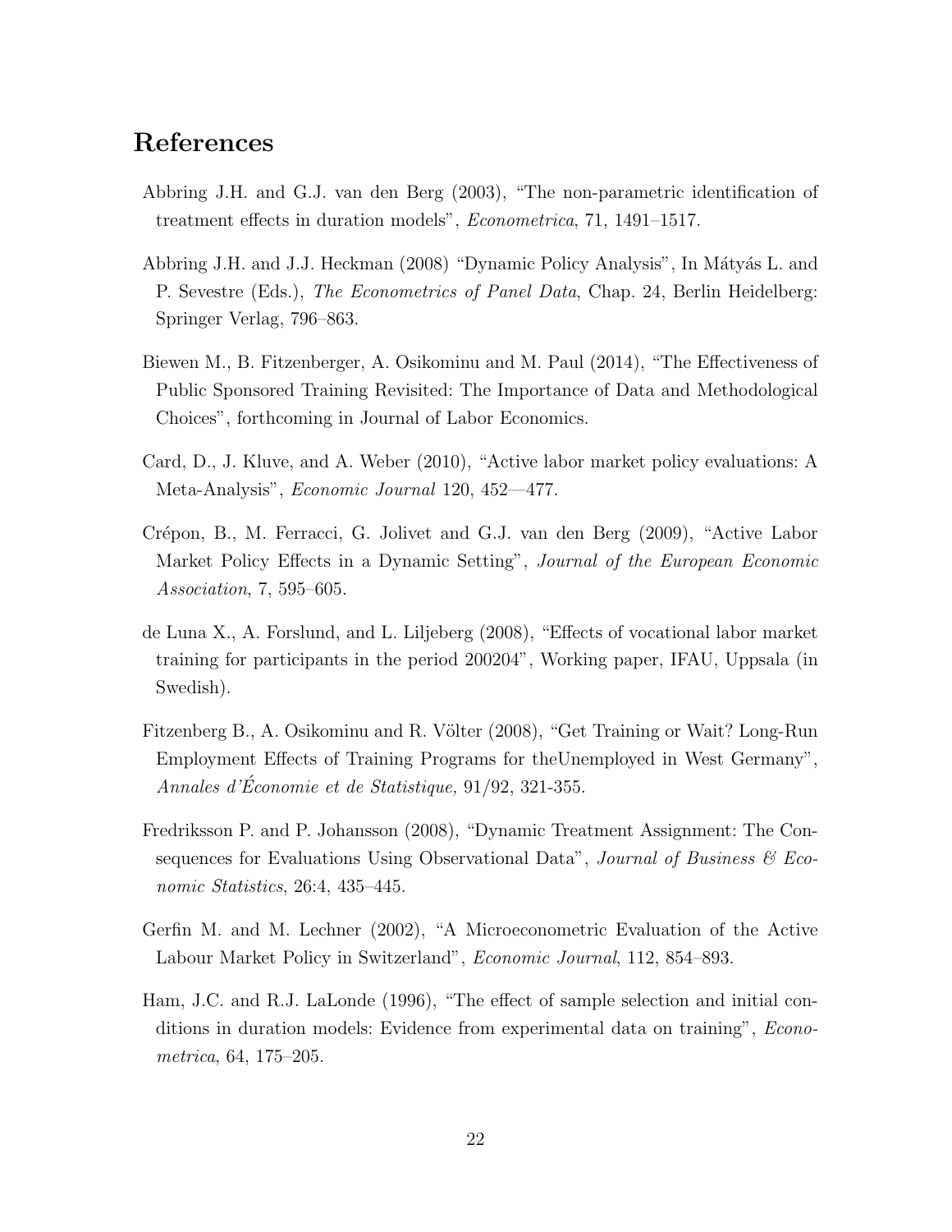# References

Abbring J.H. and G.J. van den Berg (2003), "The non-parametric identification of treatment effects in duration models", *Econometrica*, 71, 1491–1517.

Abbring J.H. and J.J. Heckman (2008) "Dynamic Policy Analysis", In Mátyás L. and P. Sevestre (Eds.), *The Econometrics of Panel Data*, Chap. 24, Berlin Heidelberg: Springer Verlag, 796–863.

Biewen M., B. Fitzenberger, A. Osikominu and M. Paul (2014), "The Effectiveness of Public Sponsored Training Revisited: The Importance of Data and Methodological Choices", forthcoming in Journal of Labor Economics.

Card, D., J. Kluve, and A. Weber (2010), "Active labor market policy evaluations: A Meta-Analysis", *Economic Journal* 120, 452—477.

Crépon, B., M. Ferracci, G. Jolivet and G.J. van den Berg (2009), "Active Labor Market Policy Effects in a Dynamic Setting", *Journal of the European Economic Association*, 7, 595–605.

de Luna X., A. Forslund, and L. Liljeberg (2008), "Effects of vocational labor market training for participants in the period 200204", Working paper, IFAU, Uppsala (in Swedish).

Fitzenberg B., A. Osikominu and R. Völter (2008), "Get Training or Wait? Long-Run Employment Effects of Training Programs for theUnemployed in West Germany", *Annales d'Économie et de Statistique,* 91/92, 321-355.

Fredriksson P. and P. Johansson (2008), "Dynamic Treatment Assignment: The Consequences for Evaluations Using Observational Data", *Journal of Business & Economic Statistics*, 26:4, 435–445.

Gerfin M. and M. Lechner (2002), "A Microeconometric Evaluation of the Active Labour Market Policy in Switzerland", *Economic Journal*, 112, 854–893.

Ham, J.C. and R.J. LaLonde (1996), "The effect of sample selection and initial conditions in duration models: Evidence from experimental data on training", *Econometrica*, 64, 175–205.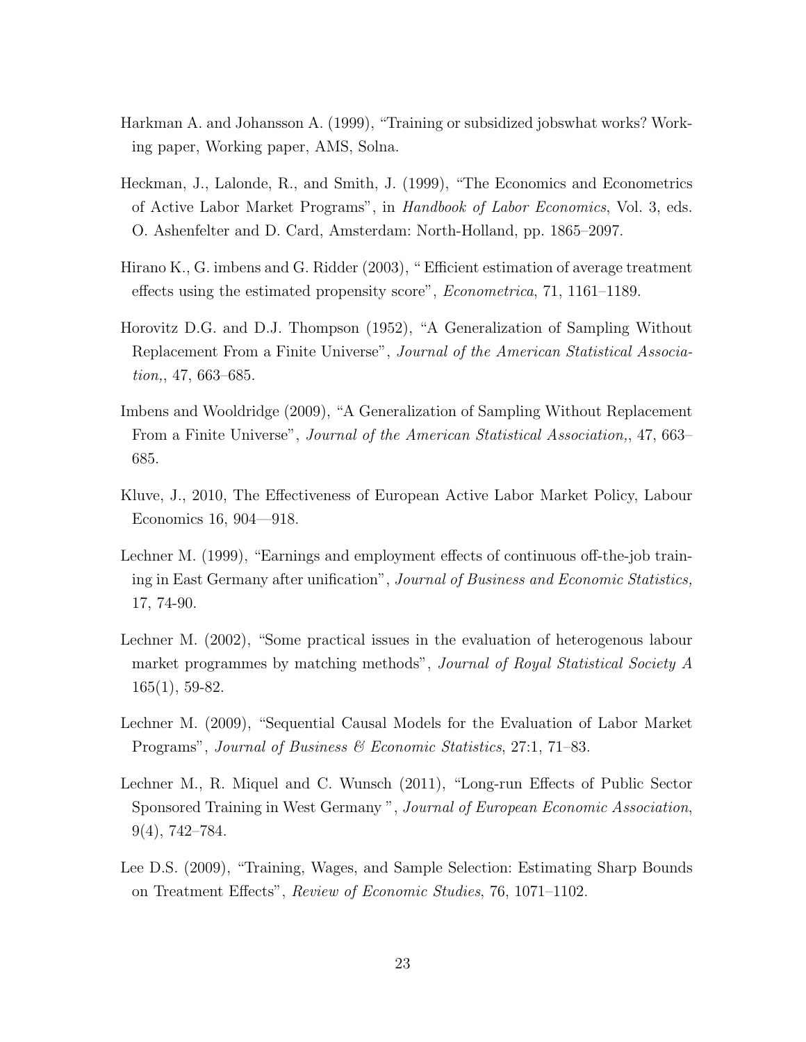Harkman A. and Johansson A. (1999), "Training or subsidized jobswhat works? Working paper, Working paper, AMS, Solna.

Heckman, J., Lalonde, R., and Smith, J. (1999), "The Economics and Econometrics of Active Labor Market Programs", in *Handbook of Labor Economics*, Vol. 3, eds. O. Ashenfelter and D. Card, Amsterdam: North-Holland, pp. 1865–2097.

Hirano K., G. imbens and G. Ridder (2003), " Efficient estimation of average treatment effects using the estimated propensity score", *Econometrica*, 71, 1161–1189.

Horovitz D.G. and D.J. Thompson (1952), "A Generalization of Sampling Without Replacement From a Finite Universe", *Journal of the American Statistical Association,*, 47, 663–685.

Imbens and Wooldridge (2009), "A Generalization of Sampling Without Replacement From a Finite Universe", *Journal of the American Statistical Association,*, 47, 663–685.

Kluve, J., 2010, The Effectiveness of European Active Labor Market Policy, Labour Economics 16, 904—918.

Lechner M. (1999), "Earnings and employment effects of continuous off-the-job training in East Germany after unification", *Journal of Business and Economic Statistics,* 17, 74-90.

Lechner M. (2002), "Some practical issues in the evaluation of heterogenous labour market programmes by matching methods", *Journal of Royal Statistical Society A* 165(1), 59-82.

Lechner M. (2009), "Sequential Causal Models for the Evaluation of Labor Market Programs", *Journal of Business & Economic Statistics*, 27:1, 71–83.

Lechner M., R. Miquel and C. Wunsch (2011), "Long-run Effects of Public Sector Sponsored Training in West Germany ", *Journal of European Economic Association*, 9(4), 742–784.

Lee D.S. (2009), "Training, Wages, and Sample Selection: Estimating Sharp Bounds on Treatment Effects", *Review of Economic Studies*, 76, 1071–1102.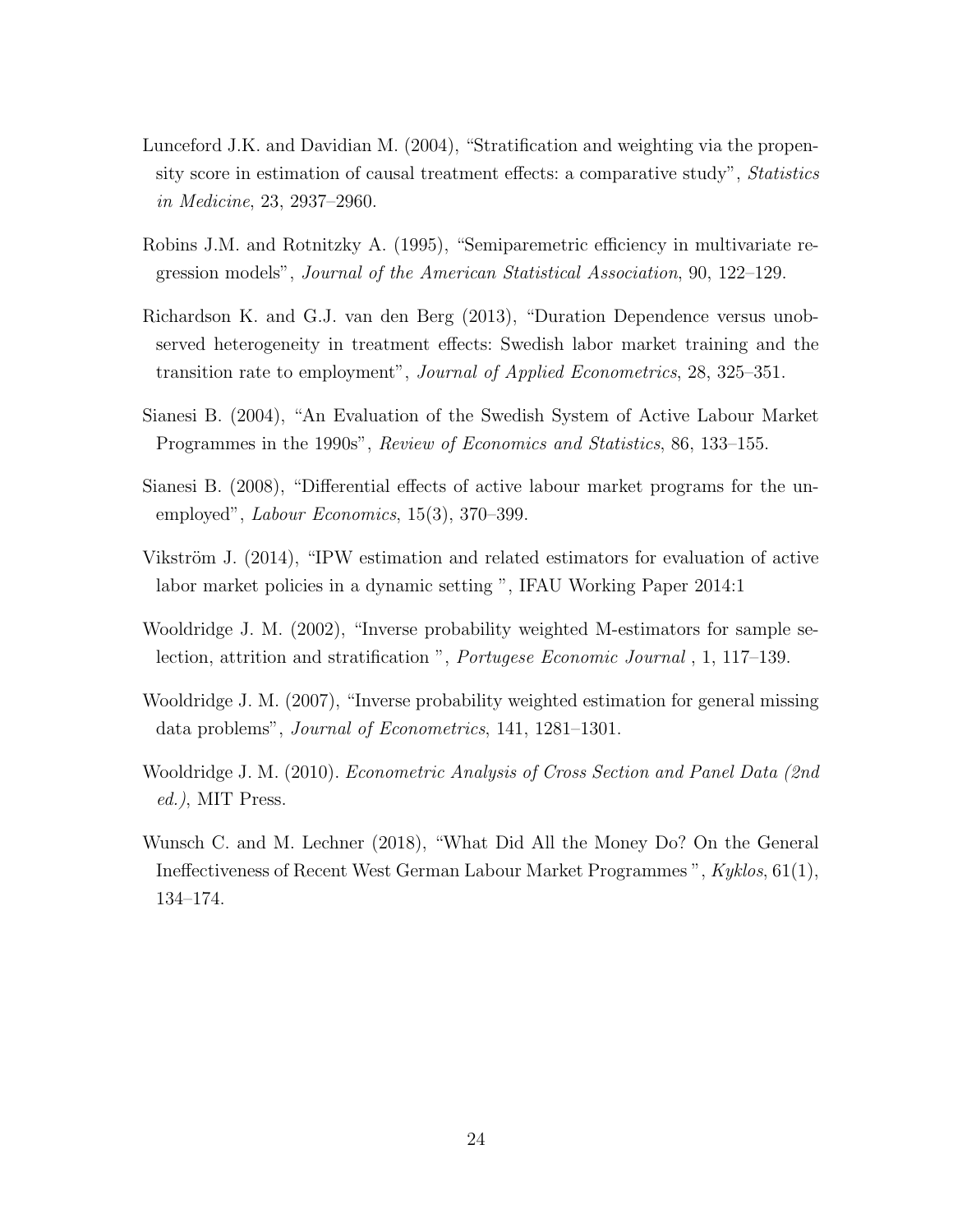Lunceford J.K. and Davidian M. (2004), "Stratification and weighting via the propensity score in estimation of causal treatment effects: a comparative study", *Statistics in Medicine*, 23, 2937–2960.

Robins J.M. and Rotnitzky A. (1995), "Semiparemetric efficiency in multivariate regression models", *Journal of the American Statistical Association*, 90, 122–129.

Richardson K. and G.J. van den Berg (2013), "Duration Dependence versus unobserved heterogeneity in treatment effects: Swedish labor market training and the transition rate to employment", *Journal of Applied Econometrics*, 28, 325–351.

Sianesi B. (2004), "An Evaluation of the Swedish System of Active Labour Market Programmes in the 1990s", *Review of Economics and Statistics*, 86, 133–155.

Sianesi B. (2008), "Differential effects of active labour market programs for the unemployed", *Labour Economics*, 15(3), 370–399.

Vikström J. (2014), "IPW estimation and related estimators for evaluation of active labor market policies in a dynamic setting ", IFAU Working Paper 2014:1

Wooldridge J. M. (2002), "Inverse probability weighted M-estimators for sample selection, attrition and stratification ", *Portugese Economic Journal* , 1, 117–139.

Wooldridge J. M. (2007), "Inverse probability weighted estimation for general missing data problems", *Journal of Econometrics*, 141, 1281–1301.

Wooldridge J. M. (2010). *Econometric Analysis of Cross Section and Panel Data (2nd ed.)*, MIT Press.

Wunsch C. and M. Lechner (2018), "What Did All the Money Do? On the General Ineffectiveness of Recent West German Labour Market Programmes ", *Kyklos*, 61(1), 134–174.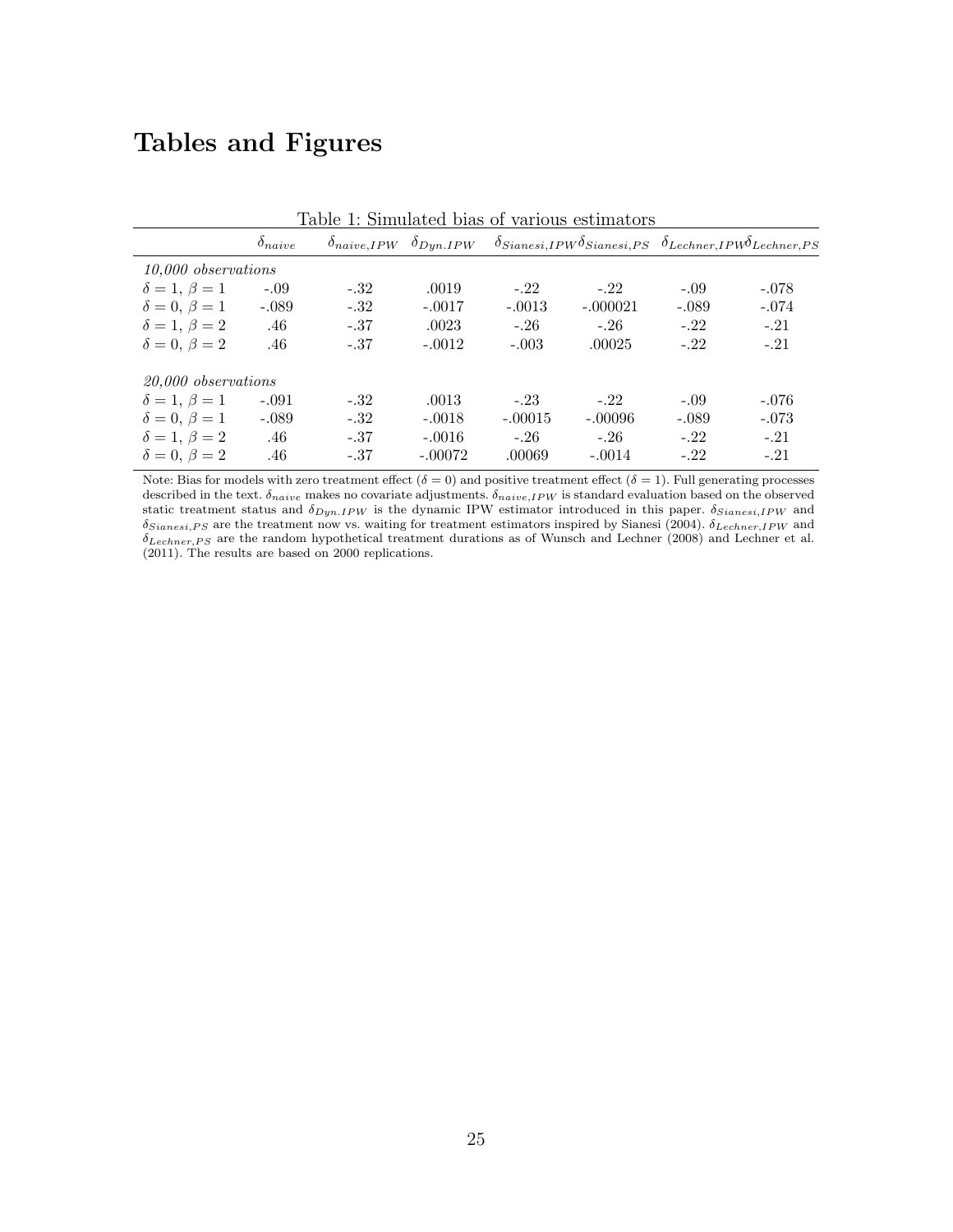# Tables and Figures

Table 1: Simulated bias of various estimators

| | $\delta_{naive}$ | $\delta_{naive,IPW}$ | $\delta_{Dyn.IPW}$ | $\delta_{Sianesi,IPW}$ | $\delta_{Sianesi,PS}$ | $\delta_{Lechner,IPW}$ | $\delta_{Lechner,PS}$ |
|---|---|---|---|---|---|---|---|
| *10,000 observations* | | | | | | | |
| $\delta = 1$, $\beta = 1$ | -.09 | -.32 | .0019 | -.22 | -.22 | -.09 | -.078 |
| $\delta = 0$, $\beta = 1$ | -.089 | -.32 | -.0017 | -.0013 | -.000021 | -.089 | -.074 |
| $\delta = 1$, $\beta = 2$ | .46 | -.37 | .0023 | -.26 | -.26 | -.22 | -.21 |
| $\delta = 0$, $\beta = 2$ | .46 | -.37 | -.0012 | -.003 | .00025 | -.22 | -.21 |
| *20,000 observations* | | | | | | | |
| $\delta = 1$, $\beta = 1$ | -.091 | -.32 | .0013 | -.23 | -.22 | -.09 | -.076 |
| $\delta = 0$, $\beta = 1$ | -.089 | -.32 | -.0018 | -.00015 | -.00096 | -.089 | -.073 |
| $\delta = 1$, $\beta = 2$ | .46 | -.37 | -.0016 | -.26 | -.26 | -.22 | -.21 |
| $\delta = 0$, $\beta = 2$ | .46 | -.37 | -.00072 | .00069 | -.0014 | -.22 | -.21 |

Note: Bias for models with zero treatment effect ($\delta = 0$) and positive treatment effect ($\delta = 1$). Full generating processes described in the text. $\delta_{naive}$ makes no covariate adjustments. $\delta_{naive,IPW}$ is standard evaluation based on the observed static treatment status and $\delta_{Dyn.IPW}$ is the dynamic IPW estimator introduced in this paper. $\delta_{Sianesi,IPW}$ and $\delta_{Sianesi,PS}$ are the treatment now vs. waiting for treatment estimators inspired by Sianesi (2004). $\delta_{Lechner,IPW}$ and $\delta_{Lechner,PS}$ are the random hypothetical treatment durations as of Wunsch and Lechner (2008) and Lechner et al. (2011). The results are based on 2000 replications.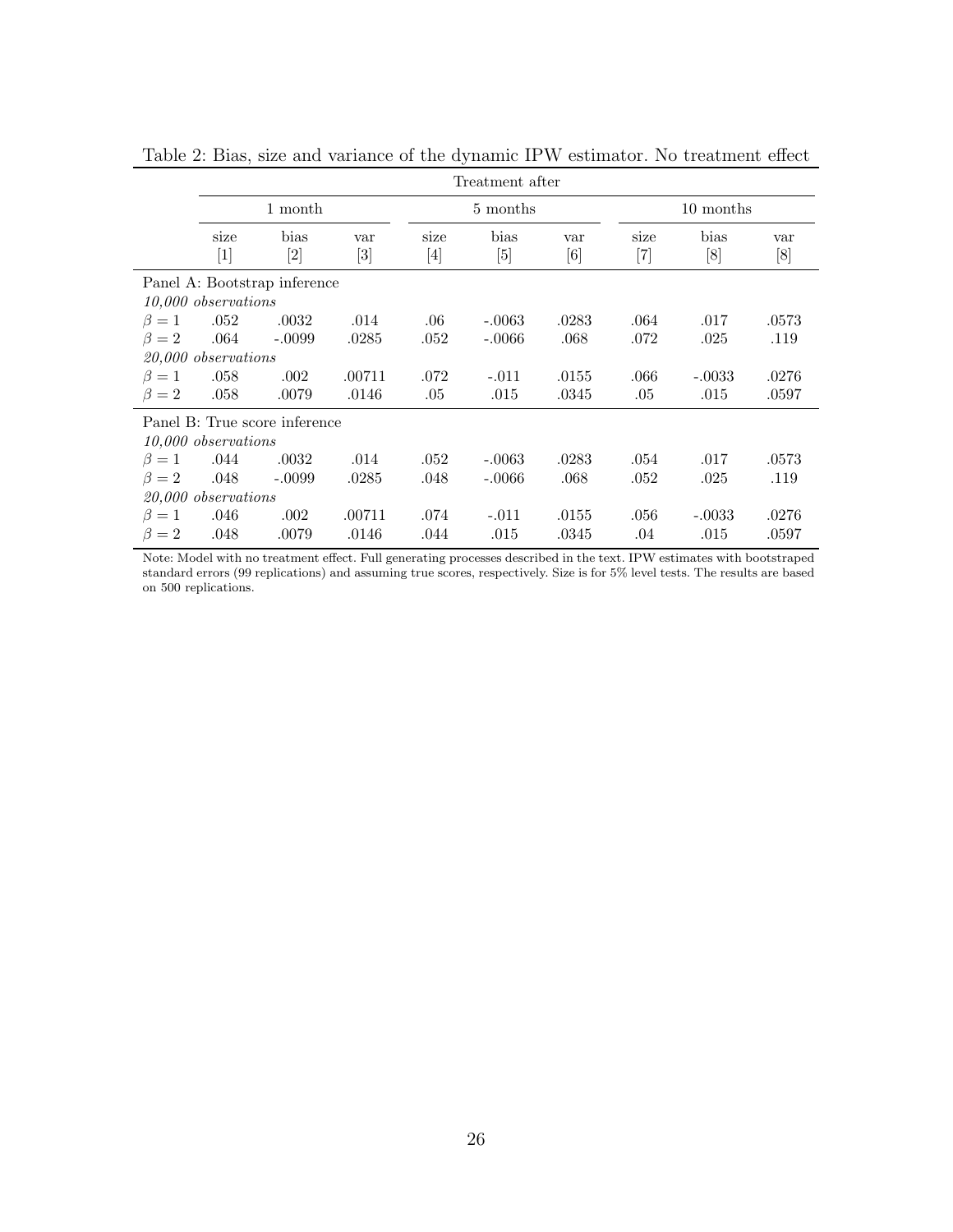Table 2: Bias, size and variance of the dynamic IPW estimator. No treatment effect

| | Treatment after | | | | | | | | |
|---|---|---|---|---|---|---|---|---|---|
| | 1 month | | | 5 months | | | 10 months | | |
| | size [1] | bias [2] | var [3] | size [4] | bias [5] | var [6] | size [7] | bias [8] | var [8] |
| Panel A: Bootstrap inference | | | | | | | | | |
| *10,000 observations* | | | | | | | | | |
| $\beta = 1$ | .052 | .0032 | .014 | .06 | -.0063 | .0283 | .064 | .017 | .0573 |
| $\beta = 2$ | .064 | -.0099 | .0285 | .052 | -.0066 | .068 | .072 | .025 | .119 |
| *20,000 observations* | | | | | | | | | |
| $\beta = 1$ | .058 | .002 | .00711 | .072 | -.011 | .0155 | .066 | -.0033 | .0276 |
| $\beta = 2$ | .058 | .0079 | .0146 | .05 | .015 | .0345 | .05 | .015 | .0597 |
| Panel B: True score inference | | | | | | | | | |
| *10,000 observations* | | | | | | | | | |
| $\beta = 1$ | .044 | .0032 | .014 | .052 | -.0063 | .0283 | .054 | .017 | .0573 |
| $\beta = 2$ | .048 | -.0099 | .0285 | .048 | -.0066 | .068 | .052 | .025 | .119 |
| *20,000 observations* | | | | | | | | | |
| $\beta = 1$ | .046 | .002 | .00711 | .074 | -.011 | .0155 | .056 | -.0033 | .0276 |
| $\beta = 2$ | .048 | .0079 | .0146 | .044 | .015 | .0345 | .04 | .015 | .0597 |

Note: Model with no treatment effect. Full generating processes described in the text. IPW estimates with bootstraped standard errors (99 replications) and assuming true scores, respectively. Size is for 5% level tests. The results are based on 500 replications.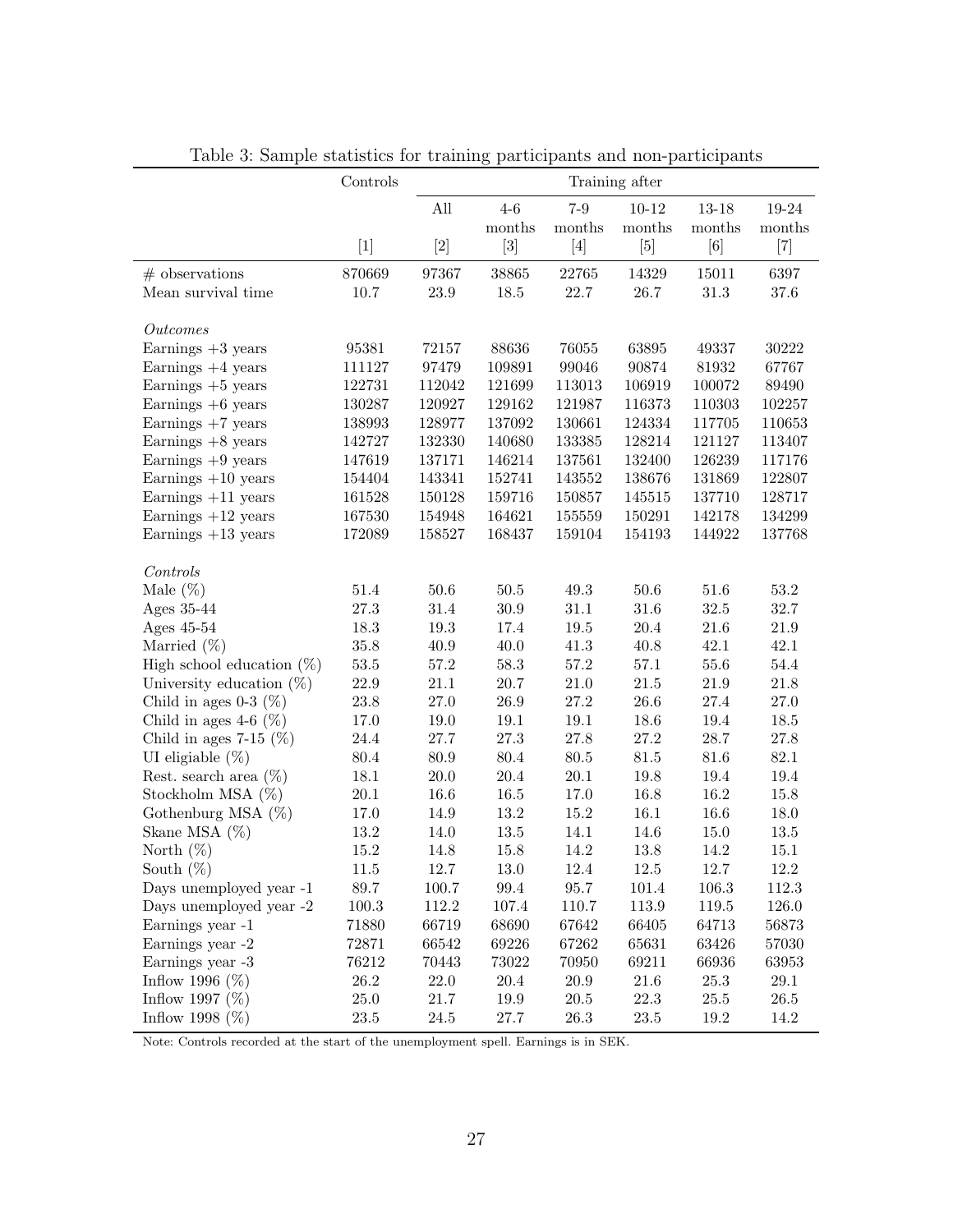Table 3: Sample statistics for training participants and non-participants

| | Controls | Training after | | | | | |
|---|---|---|---|---|---|---|---|
| | | All | 4-6 months | 7-9 months | 10-12 months | 13-18 months | 19-24 months |
| | [1] | [2] | [3] | [4] | [5] | [6] | [7] |
| # observations | 870669 | 97367 | 38865 | 22765 | 14329 | 15011 | 6397 |
| Mean survival time | 10.7 | 23.9 | 18.5 | 22.7 | 26.7 | 31.3 | 37.6 |
| *Outcomes* | | | | | | | |
| Earnings +3 years | 95381 | 72157 | 88636 | 76055 | 63895 | 49337 | 30222 |
| Earnings +4 years | 111127 | 97479 | 109891 | 99046 | 90874 | 81932 | 67767 |
| Earnings +5 years | 122731 | 112042 | 121699 | 113013 | 106919 | 100072 | 89490 |
| Earnings +6 years | 130287 | 120927 | 129162 | 121987 | 116373 | 110303 | 102257 |
| Earnings +7 years | 138993 | 128977 | 137092 | 130661 | 124334 | 117705 | 110653 |
| Earnings +8 years | 142727 | 132330 | 140680 | 133385 | 128214 | 121127 | 113407 |
| Earnings +9 years | 147619 | 137171 | 146214 | 137561 | 132400 | 126239 | 117176 |
| Earnings +10 years | 154404 | 143341 | 152741 | 143552 | 138676 | 131869 | 122807 |
| Earnings +11 years | 161528 | 150128 | 159716 | 150857 | 145515 | 137710 | 128717 |
| Earnings +12 years | 167530 | 154948 | 164621 | 155559 | 150291 | 142178 | 134299 |
| Earnings +13 years | 172089 | 158527 | 168437 | 159104 | 154193 | 144922 | 137768 |
| *Controls* | | | | | | | |
| Male (%) | 51.4 | 50.6 | 50.5 | 49.3 | 50.6 | 51.6 | 53.2 |
| Ages 35-44 | 27.3 | 31.4 | 30.9 | 31.1 | 31.6 | 32.5 | 32.7 |
| Ages 45-54 | 18.3 | 19.3 | 17.4 | 19.5 | 20.4 | 21.6 | 21.9 |
| Married (%) | 35.8 | 40.9 | 40.0 | 41.3 | 40.8 | 42.1 | 42.1 |
| High school education (%) | 53.5 | 57.2 | 58.3 | 57.2 | 57.1 | 55.6 | 54.4 |
| University education (%) | 22.9 | 21.1 | 20.7 | 21.0 | 21.5 | 21.9 | 21.8 |
| Child in ages 0-3 (%) | 23.8 | 27.0 | 26.9 | 27.2 | 26.6 | 27.4 | 27.0 |
| Child in ages 4-6 (%) | 17.0 | 19.0 | 19.1 | 19.1 | 18.6 | 19.4 | 18.5 |
| Child in ages 7-15 (%) | 24.4 | 27.7 | 27.3 | 27.8 | 27.2 | 28.7 | 27.8 |
| UI eligiable (%) | 80.4 | 80.9 | 80.4 | 80.5 | 81.5 | 81.6 | 82.1 |
| Rest. search area (%) | 18.1 | 20.0 | 20.4 | 20.1 | 19.8 | 19.4 | 19.4 |
| Stockholm MSA (%) | 20.1 | 16.6 | 16.5 | 17.0 | 16.8 | 16.2 | 15.8 |
| Gothenburg MSA (%) | 17.0 | 14.9 | 13.2 | 15.2 | 16.1 | 16.6 | 18.0 |
| Skane MSA (%) | 13.2 | 14.0 | 13.5 | 14.1 | 14.6 | 15.0 | 13.5 |
| North (%) | 15.2 | 14.8 | 15.8 | 14.2 | 13.8 | 14.2 | 15.1 |
| South (%) | 11.5 | 12.7 | 13.0 | 12.4 | 12.5 | 12.7 | 12.2 |
| Days unemployed year -1 | 89.7 | 100.7 | 99.4 | 95.7 | 101.4 | 106.3 | 112.3 |
| Days unemployed year -2 | 100.3 | 112.2 | 107.4 | 110.7 | 113.9 | 119.5 | 126.0 |
| Earnings year -1 | 71880 | 66719 | 68690 | 67642 | 66405 | 64713 | 56873 |
| Earnings year -2 | 72871 | 66542 | 69226 | 67262 | 65631 | 63426 | 57030 |
| Earnings year -3 | 76212 | 70443 | 73022 | 70950 | 69211 | 66936 | 63953 |
| Inflow 1996 (%) | 26.2 | 22.0 | 20.4 | 20.9 | 21.6 | 25.3 | 29.1 |
| Inflow 1997 (%) | 25.0 | 21.7 | 19.9 | 20.5 | 22.3 | 25.5 | 26.5 |
| Inflow 1998 (%) | 23.5 | 24.5 | 27.7 | 26.3 | 23.5 | 19.2 | 14.2 |

Note: Controls recorded at the start of the unemployment spell. Earnings is in SEK.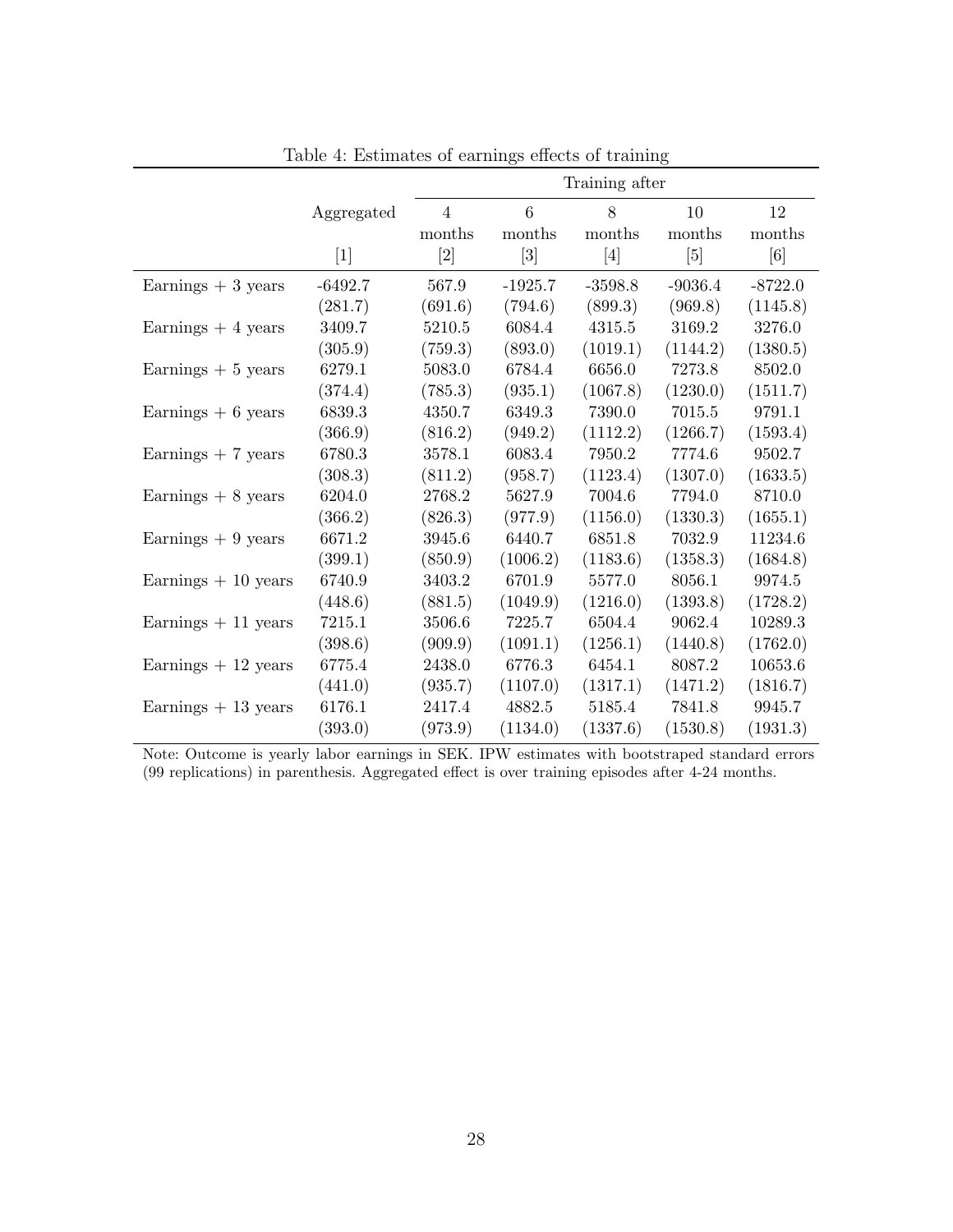Table 4: Estimates of earnings effects of training

| | Aggregated | Training after | | | | |
|---|---|---|---|---|---|---|
| | | 4 months | 6 months | 8 months | 10 months | 12 months |
| | [1] | [2] | [3] | [4] | [5] | [6] |
| Earnings + 3 years | -6492.7 | 567.9 | -1925.7 | -3598.8 | -9036.4 | -8722.0 |
| | (281.7) | (691.6) | (794.6) | (899.3) | (969.8) | (1145.8) |
| Earnings + 4 years | 3409.7 | 5210.5 | 6084.4 | 4315.5 | 3169.2 | 3276.0 |
| | (305.9) | (759.3) | (893.0) | (1019.1) | (1144.2) | (1380.5) |
| Earnings + 5 years | 6279.1 | 5083.0 | 6784.4 | 6656.0 | 7273.8 | 8502.0 |
| | (374.4) | (785.3) | (935.1) | (1067.8) | (1230.0) | (1511.7) |
| Earnings + 6 years | 6839.3 | 4350.7 | 6349.3 | 7390.0 | 7015.5 | 9791.1 |
| | (366.9) | (816.2) | (949.2) | (1112.2) | (1266.7) | (1593.4) |
| Earnings + 7 years | 6780.3 | 3578.1 | 6083.4 | 7950.2 | 7774.6 | 9502.7 |
| | (308.3) | (811.2) | (958.7) | (1123.4) | (1307.0) | (1633.5) |
| Earnings + 8 years | 6204.0 | 2768.2 | 5627.9 | 7004.6 | 7794.0 | 8710.0 |
| | (366.2) | (826.3) | (977.9) | (1156.0) | (1330.3) | (1655.1) |
| Earnings + 9 years | 6671.2 | 3945.6 | 6440.7 | 6851.8 | 7032.9 | 11234.6 |
| | (399.1) | (850.9) | (1006.2) | (1183.6) | (1358.3) | (1684.8) |
| Earnings + 10 years | 6740.9 | 3403.2 | 6701.9 | 5577.0 | 8056.1 | 9974.5 |
| | (448.6) | (881.5) | (1049.9) | (1216.0) | (1393.8) | (1728.2) |
| Earnings + 11 years | 7215.1 | 3506.6 | 7225.7 | 6504.4 | 9062.4 | 10289.3 |
| | (398.6) | (909.9) | (1091.1) | (1256.1) | (1440.8) | (1762.0) |
| Earnings + 12 years | 6775.4 | 2438.0 | 6776.3 | 6454.1 | 8087.2 | 10653.6 |
| | (441.0) | (935.7) | (1107.0) | (1317.1) | (1471.2) | (1816.7) |
| Earnings + 13 years | 6176.1 | 2417.4 | 4882.5 | 5185.4 | 7841.8 | 9945.7 |
| | (393.0) | (973.9) | (1134.0) | (1337.6) | (1530.8) | (1931.3) |

Note: Outcome is yearly labor earnings in SEK. IPW estimates with bootstraped standard errors (99 replications) in parenthesis. Aggregated effect is over training episodes after 4-24 months.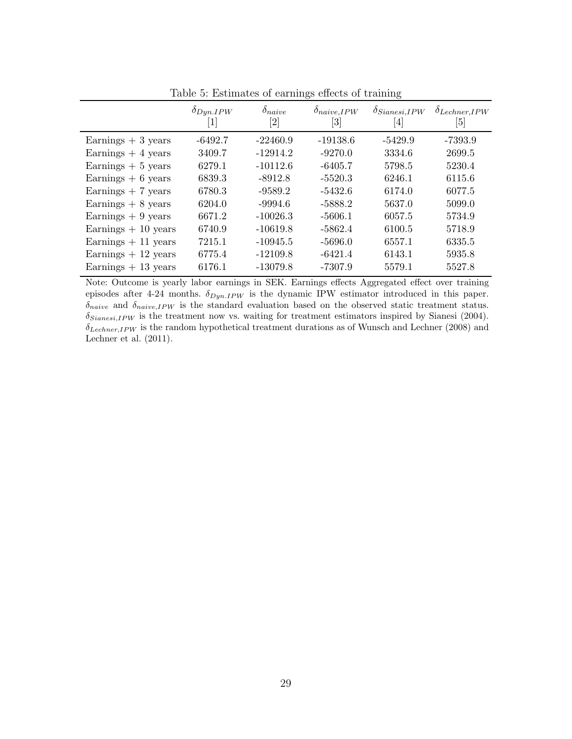Table 5: Estimates of earnings effects of training

| | $\delta_{Dyn.IPW}$ [1] | $\delta_{naive}$ [2] | $\delta_{naive,IPW}$ [3] | $\delta_{Sianesi,IPW}$ [4] | $\delta_{Lechner,IPW}$ [5] |
|---|---|---|---|---|---|
| Earnings + 3 years | -6492.7 | -22460.9 | -19138.6 | -5429.9 | -7393.9 |
| Earnings + 4 years | 3409.7 | -12914.2 | -9270.0 | 3334.6 | 2699.5 |
| Earnings + 5 years | 6279.1 | -10112.6 | -6405.7 | 5798.5 | 5230.4 |
| Earnings + 6 years | 6839.3 | -8912.8 | -5520.3 | 6246.1 | 6115.6 |
| Earnings + 7 years | 6780.3 | -9589.2 | -5432.6 | 6174.0 | 6077.5 |
| Earnings + 8 years | 6204.0 | -9994.6 | -5888.2 | 5637.0 | 5099.0 |
| Earnings + 9 years | 6671.2 | -10026.3 | -5606.1 | 6057.5 | 5734.9 |
| Earnings + 10 years | 6740.9 | -10619.8 | -5862.4 | 6100.5 | 5718.9 |
| Earnings + 11 years | 7215.1 | -10945.5 | -5696.0 | 6557.1 | 6335.5 |
| Earnings + 12 years | 6775.4 | -12109.8 | -6421.4 | 6143.1 | 5935.8 |
| Earnings + 13 years | 6176.1 | -13079.8 | -7307.9 | 5579.1 | 5527.8 |

Note: Outcome is yearly labor earnings in SEK. Earnings effects Aggregated effect over training episodes after 4-24 months. $\delta_{Dyn.IPW}$ is the dynamic IPW estimator introduced in this paper. $\delta_{naive}$ and $\delta_{naive,IPW}$ is the standard evaluation based on the observed static treatment status. $\delta_{Sianesi,IPW}$ is the treatment now vs. waiting for treatment estimators inspired by Sianesi (2004). $\delta_{Lechner,IPW}$ is the random hypothetical treatment durations as of Wunsch and Lechner (2008) and Lechner et al. (2011).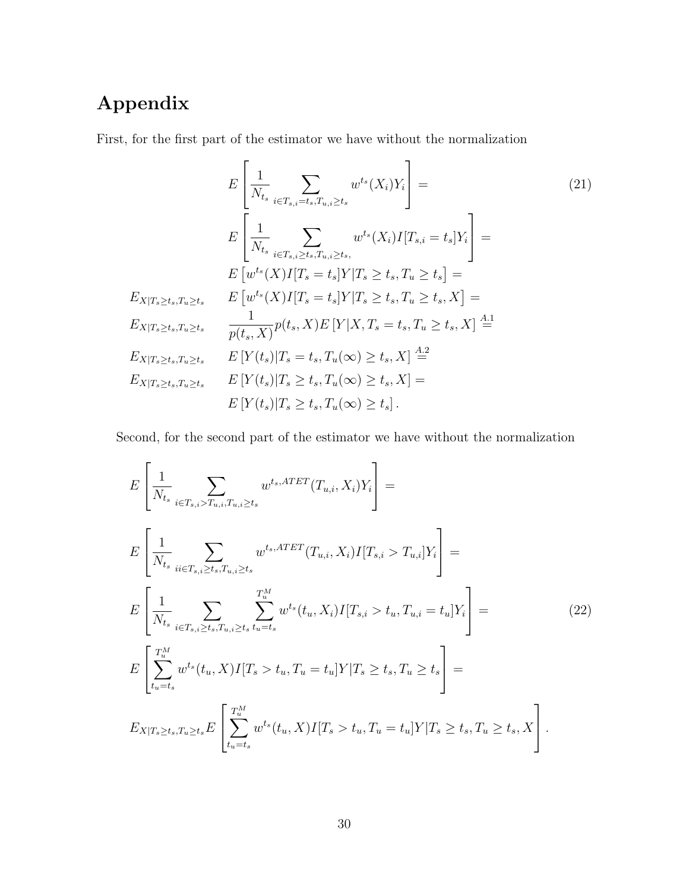# Appendix

First, for the first part of the estimator we have without the normalization

$$
\begin{aligned}
& E\left[\frac{1}{N_{t_s}} \sum_{i \in T_{s,i}=t_s, T_{u,i} \geq t_s} w^{t_s}(X_i) Y_i\right] = \\
& E\left[\frac{1}{N_{t_s}} \sum_{i \in T_{s,i} \geq t_s, T_{u,i} \geq t_s,} w^{t_s}(X_i) I[T_{s,i} = t_s] Y_i\right] = \\
& E\left[w^{t_s}(X) I[T_s = t_s] Y | T_s \geq t_s, T_u \geq t_s\right] = \\
E_{X|T_s \geq t_s, T_u \geq t_s} \quad & E\left[w^{t_s}(X) I[T_s = t_s] Y | T_s \geq t_s, T_u \geq t_s, X\right] = \\
E_{X|T_s \geq t_s, T_u \geq t_s} \quad & \frac{1}{p(t_s, X)} p(t_s, X) E\left[Y | X, T_s = t_s, T_u \geq t_s, X\right] \stackrel{A.1}{=} \\
E_{X|T_s \geq t_s, T_u \geq t_s} \quad & E\left[Y(t_s) | T_s = t_s, T_u(\infty) \geq t_s, X\right] \stackrel{A.2}{=} \\
E_{X|T_s \geq t_s, T_u \geq t_s} \quad & E\left[Y(t_s) | T_s \geq t_s, T_u(\infty) \geq t_s, X\right] = \\
& E\left[Y(t_s) | T_s \geq t_s, T_u(\infty) \geq t_s\right].
\end{aligned}
\tag{21}
$$

Second, for the second part of the estimator we have without the normalization

$$
\begin{aligned}
& E\left[\frac{1}{N_{t_s}} \sum_{i \in T_{s,i} > T_{u,i}, T_{u,i} \geq t_s} w^{t_s, ATET}(T_{u,i}, X_i) Y_i\right] = \\
& E\left[\frac{1}{N_{t_s}} \sum_{ii \in T_{s,i} \geq t_s, T_{u,i} \geq t_s} w^{t_s, ATET}(T_{u,i}, X_i) I[T_{s,i} > T_{u,i}] Y_i\right] = \\
& E\left[\frac{1}{N_{t_s}} \sum_{i \in T_{s,i} \geq t_s, T_{u,i} \geq t_s} \sum_{t_u = t_s}^{T_u^M} w^{t_s}(t_u, X_i) I[T_{s,i} > t_u, T_{u,i} = t_u] Y_i\right] = \\
& E\left[\sum_{t_u = t_s}^{T_u^M} w^{t_s}(t_u, X) I[T_s > t_u, T_u = t_u] Y | T_s \geq t_s, T_u \geq t_s\right] = \\
& E_{X|T_s \geq t_s, T_u \geq t_s} E\left[\sum_{t_u = t_s}^{T_u^M} w^{t_s}(t_u, X) I[T_s > t_u, T_u = t_u] Y | T_s \geq t_s, T_u \geq t_s, X\right].
\end{aligned}
\tag{22}
$$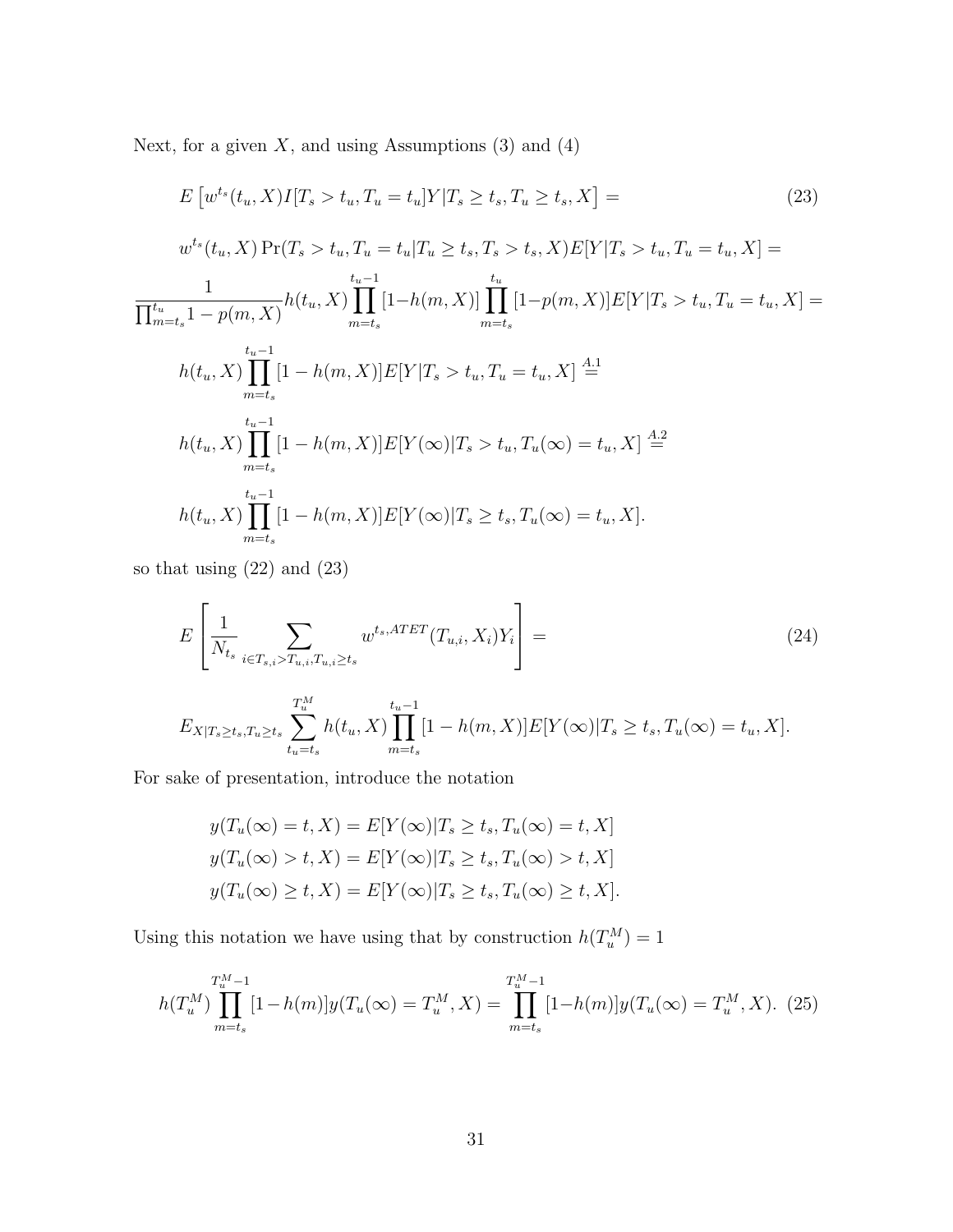Next, for a given $X$, and using Assumptions (3) and (4)

$$
\begin{aligned}
&E\left[w^{t_s}(t_u, X) I[T_s > t_u, T_u = t_u] Y | T_s \geq t_s, T_u \geq t_s, X\right] = \qquad (23) \\
&w^{t_s}(t_u, X) \Pr(T_s > t_u, T_u = t_u | T_u \geq t_s, T_s > t_s, X) E[Y | T_s > t_u, T_u = t_u, X] = \\
&\frac{1}{\prod_{m=t_s}^{t_u} 1 - p(m, X)} h(t_u, X) \prod_{m=t_s}^{t_u - 1} [1 - h(m, X)] \prod_{m=t_s}^{t_u} [1 - p(m, X)] E[Y | T_s > t_u, T_u = t_u, X] = \\
&h(t_u, X) \prod_{m=t_s}^{t_u - 1} [1 - h(m, X)] E[Y | T_s > t_u, T_u = t_u, X] \stackrel{A.1}{=} \\
&h(t_u, X) \prod_{m=t_s}^{t_u - 1} [1 - h(m, X)] E[Y(\infty) | T_s > t_u, T_u(\infty) = t_u, X] \stackrel{A.2}{=} \\
&h(t_u, X) \prod_{m=t_s}^{t_u - 1} [1 - h(m, X)] E[Y(\infty) | T_s \geq t_s, T_u(\infty) = t_u, X].
\end{aligned}
$$

so that using (22) and (23)

$$
\begin{aligned}
&E\left[\frac{1}{N_{t_s}} \sum_{i \in T_{s,i} > T_{u,i}, T_{u,i} \geq t_s} w^{t_s, ATET}(T_{u,i}, X_i) Y_i\right] = \qquad (24) \\
&E_{X | T_s \geq t_s, T_u \geq t_s} \sum_{t_u = t_s}^{T_u^M} h(t_u, X) \prod_{m=t_s}^{t_u - 1} [1 - h(m, X)] E[Y(\infty) | T_s \geq t_s, T_u(\infty) = t_u, X].
\end{aligned}
$$

For sake of presentation, introduce the notation

$$
\begin{aligned}
y(T_u(\infty) = t, X) &= E[Y(\infty) | T_s \geq t_s, T_u(\infty) = t, X] \\
y(T_u(\infty) > t, X) &= E[Y(\infty) | T_s \geq t_s, T_u(\infty) > t, X] \\
y(T_u(\infty) \geq t, X) &= E[Y(\infty) | T_s \geq t_s, T_u(\infty) \geq t, X].
\end{aligned}
$$

Using this notation we have using that by construction $h(T_u^M) = 1$

$$
h(T_u^M) \prod_{m=t_s}^{T_u^M - 1} [1 - h(m)] y(T_u(\infty) = T_u^M, X) = \prod_{m=t_s}^{T_u^M - 1} [1 - h(m)] y(T_u(\infty) = T_u^M, X). \quad (25)
$$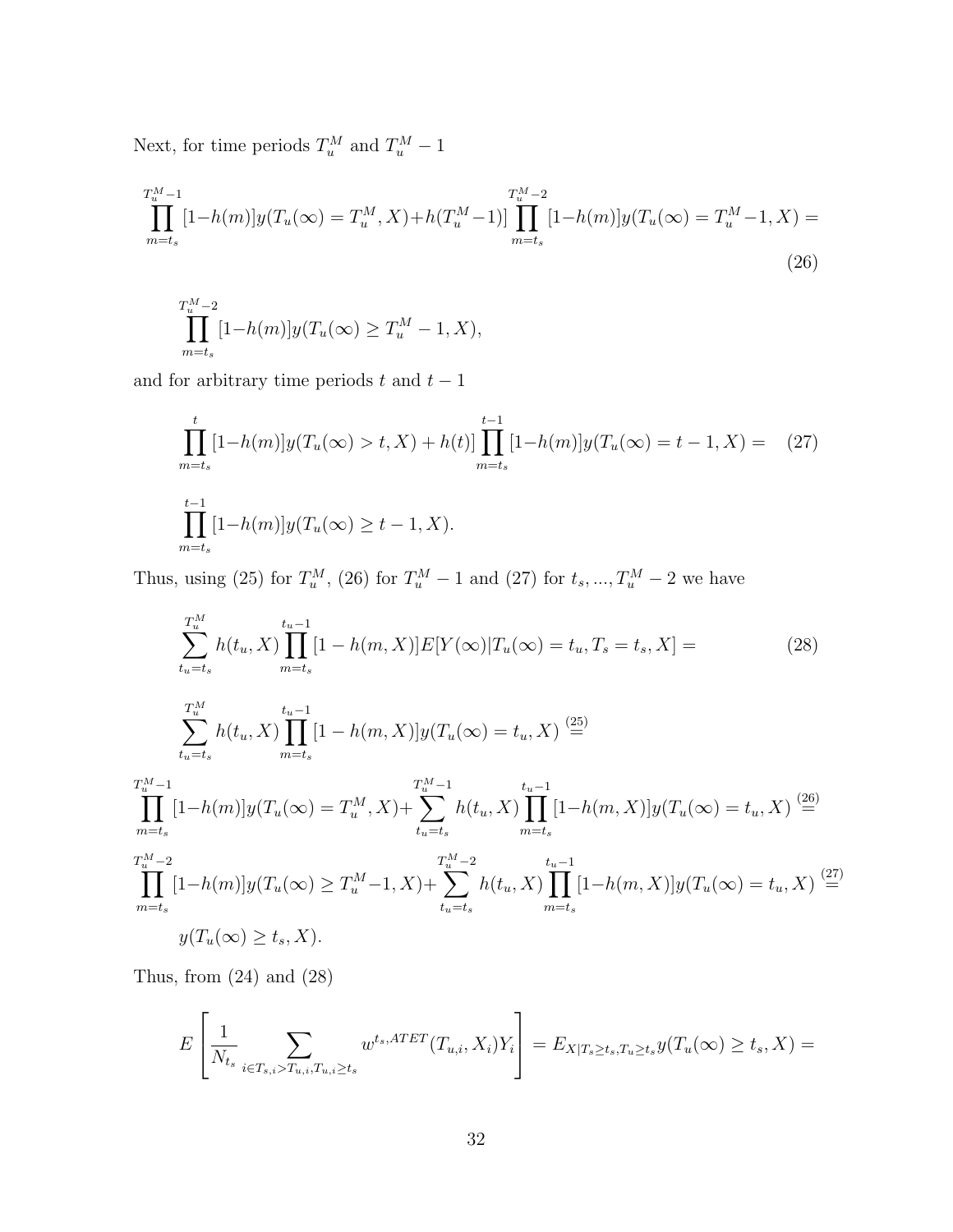Next, for time periods $T_u^M$ and $T_u^M - 1$

$$\prod_{m=t_s}^{T_u^M-1}[1-h(m)]y(T_u(\infty)=T_u^M,X)+h(T_u^M-1)]\prod_{m=t_s}^{T_u^M-2}[1-h(m)]y(T_u(\infty)=T_u^M-1,X) = \tag{26}$$

$$\prod_{m=t_s}^{T_u^M-2}[1-h(m)]y(T_u(\infty)\geq T_u^M-1,X),$$

and for arbitrary time periods $t$ and $t-1$

$$\prod_{m=t_s}^{t}[1-h(m)]y(T_u(\infty)>t,X)+h(t)]\prod_{m=t_s}^{t-1}[1-h(m)]y(T_u(\infty)=t-1,X) = \tag{27}$$

$$\prod_{m=t_s}^{t-1}[1-h(m)]y(T_u(\infty)\geq t-1,X).$$

Thus, using (25) for $T_u^M$, (26) for $T_u^M - 1$ and (27) for $t_s, ..., T_u^M - 2$ we have

$$\sum_{t_u=t_s}^{T_u^M} h(t_u,X)\prod_{m=t_s}^{t_u-1}[1-h(m,X)]E[Y(\infty)|T_u(\infty)=t_u,T_s=t_s,X] = \tag{28}$$

$$\sum_{t_u=t_s}^{T_u^M} h(t_u,X)\prod_{m=t_s}^{t_u-1}[1-h(m,X)]y(T_u(\infty)=t_u,X) \overset{(25)}{=}$$

$$\prod_{m=t_s}^{T_u^M-1}[1-h(m)]y(T_u(\infty)=T_u^M,X)+\sum_{t_u=t_s}^{T_u^M-1} h(t_u,X)\prod_{m=t_s}^{t_u-1}[1-h(m,X)]y(T_u(\infty)=t_u,X) \overset{(26)}{=}$$

$$\prod_{m=t_s}^{T_u^M-2}[1-h(m)]y(T_u(\infty)\geq T_u^M-1,X)+\sum_{t_u=t_s}^{T_u^M-2} h(t_u,X)\prod_{m=t_s}^{t_u-1}[1-h(m,X)]y(T_u(\infty)=t_u,X) \overset{(27)}{=}$$

$$y(T_u(\infty)\geq t_s,X).$$

Thus, from (24) and (28)

$$E\left[\frac{1}{N_{t_s}}\sum_{i\in T_{s,i}>T_{u,i},T_{u,i}\geq t_s} w^{t_s,ATET}(T_{u,i},X_i)Y_i\right] = E_{X|T_s\geq t_s,T_u\geq t_s}y(T_u(\infty)\geq t_s,X) =$$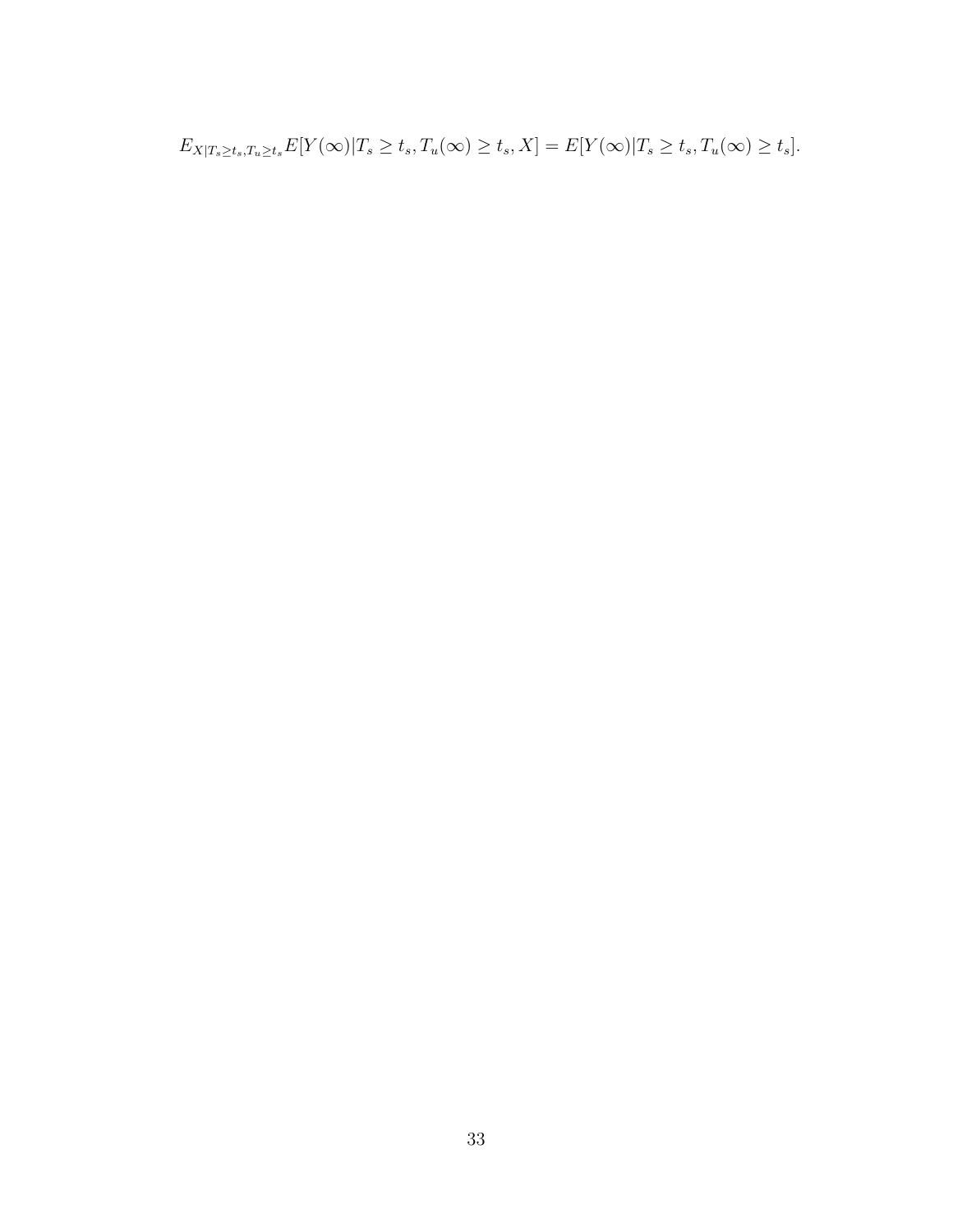$$E_{X|T_s \geq t_s, T_u \geq t_s} E[Y(\infty)|T_s \geq t_s, T_u(\infty) \geq t_s, X] = E[Y(\infty)|T_s \geq t_s, T_u(\infty) \geq t_s].$$